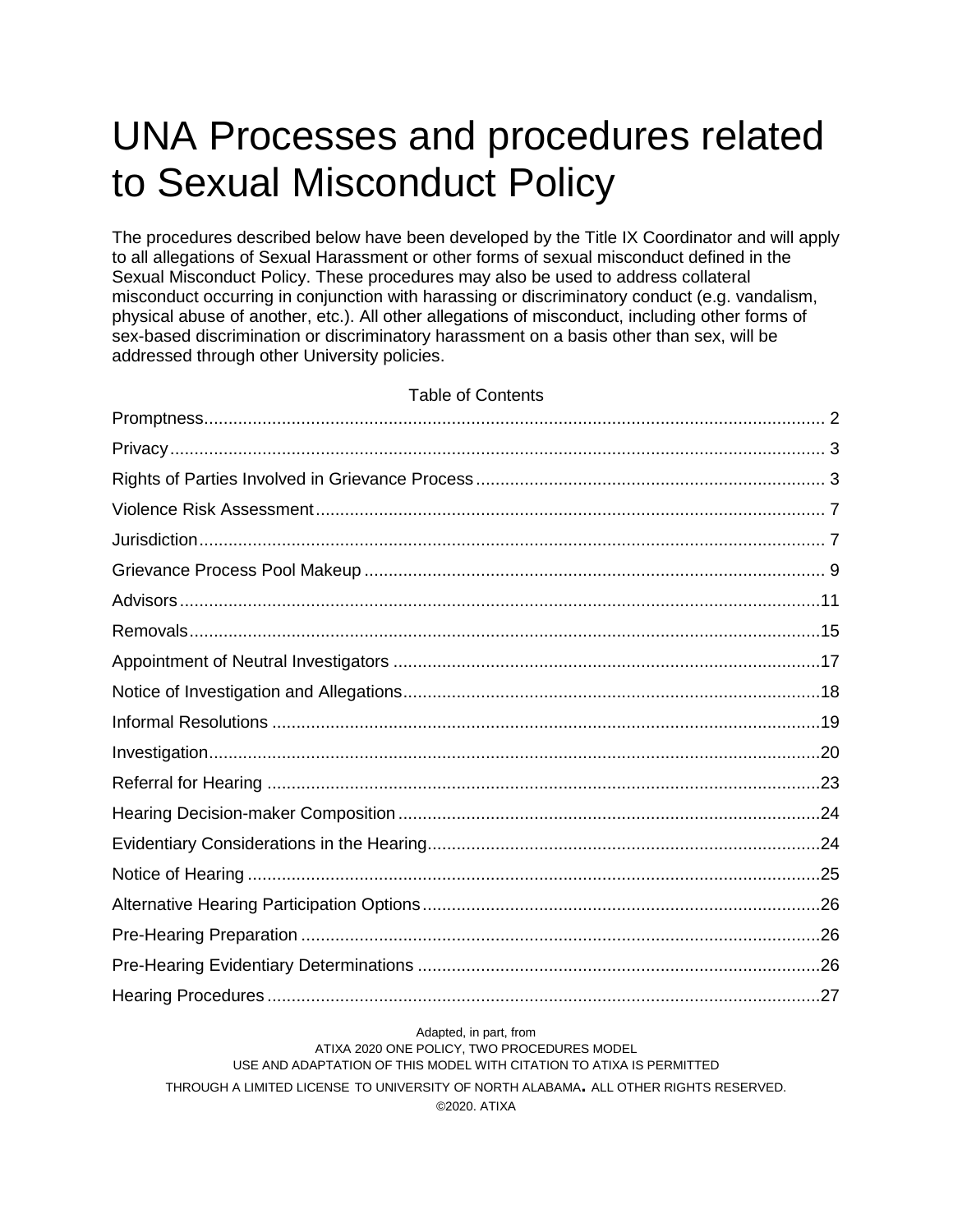# UNA Processes and procedures related to Sexual Misconduct Policy

The procedures described below have been developed by the Title IX Coordinator and will apply to all allegations of Sexual Harassment or other forms of sexual misconduct defined in the Sexual Misconduct Policy. These procedures may also be used to address collateral misconduct occurring in conjunction with harassing or discriminatory conduct (e.g. vandalism, physical abuse of another, etc.). All other allegations of misconduct, including other forms of sex-based discrimination or discriminatory harassment on a basis other than sex, will be addressed through other University policies.

Table of Contents

- Promptness .......... 2
- Privacy .......... 3
- Rights of Parties Involved in Grievance Process .......... 3
- Violence Risk Assessment .......... 7
- Jurisdiction .......... 7
- Grievance Process Pool Makeup .......... 9
- Advisors .......... 11
- Removals .......... 15
- Appointment of Neutral Investigators .......... 17
- Notice of Investigation and Allegations .......... 18
- Informal Resolutions .......... 19
- Investigation .......... 20
- Referral for Hearing .......... 23
- Hearing Decision-maker Composition .......... 24
- Evidentiary Considerations in the Hearing .......... 24
- Notice of Hearing .......... 25
- Alternative Hearing Participation Options .......... 26
- Pre-Hearing Preparation .......... 26
- Pre-Hearing Evidentiary Determinations .......... 26
- Hearing Procedures .......... 27

Adapted, in part, from
ATIXA 2020 ONE POLICY, TWO PROCEDURES MODEL
USE AND ADAPTATION OF THIS MODEL WITH CITATION TO ATIXA IS PERMITTED
THROUGH A LIMITED LICENSE TO UNIVERSITY OF NORTH ALABAMA. ALL OTHER RIGHTS RESERVED.
©2020. ATIXA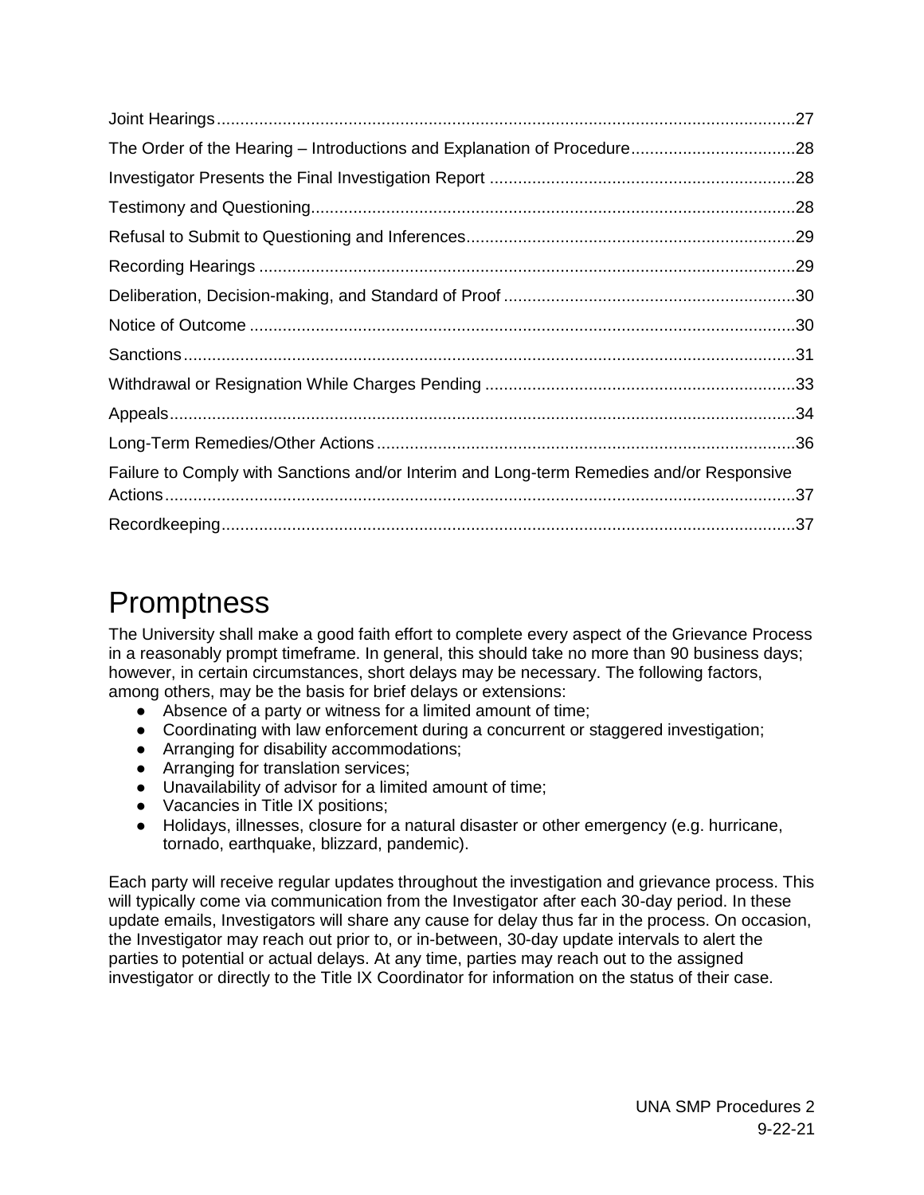Joint Hearings....27
The Order of the Hearing – Introductions and Explanation of Procedure....28
Investigator Presents the Final Investigation Report....28
Testimony and Questioning....28
Refusal to Submit to Questioning and Inferences....29
Recording Hearings....29
Deliberation, Decision-making, and Standard of Proof....30
Notice of Outcome....30
Sanctions....31
Withdrawal or Resignation While Charges Pending....33
Appeals....34
Long-Term Remedies/Other Actions....36
Failure to Comply with Sanctions and/or Interim and Long-term Remedies and/or Responsive Actions....37
Recordkeeping....37

# Promptness

The University shall make a good faith effort to complete every aspect of the Grievance Process in a reasonably prompt timeframe. In general, this should take no more than 90 business days; however, in certain circumstances, short delays may be necessary. The following factors, among others, may be the basis for brief delays or extensions:

- Absence of a party or witness for a limited amount of time;
- Coordinating with law enforcement during a concurrent or staggered investigation;
- Arranging for disability accommodations;
- Arranging for translation services;
- Unavailability of advisor for a limited amount of time;
- Vacancies in Title IX positions;
- Holidays, illnesses, closure for a natural disaster or other emergency (e.g. hurricane, tornado, earthquake, blizzard, pandemic).

Each party will receive regular updates throughout the investigation and grievance process. This will typically come via communication from the Investigator after each 30-day period. In these update emails, Investigators will share any cause for delay thus far in the process. On occasion, the Investigator may reach out prior to, or in-between, 30-day update intervals to alert the parties to potential or actual delays. At any time, parties may reach out to the assigned investigator or directly to the Title IX Coordinator for information on the status of their case.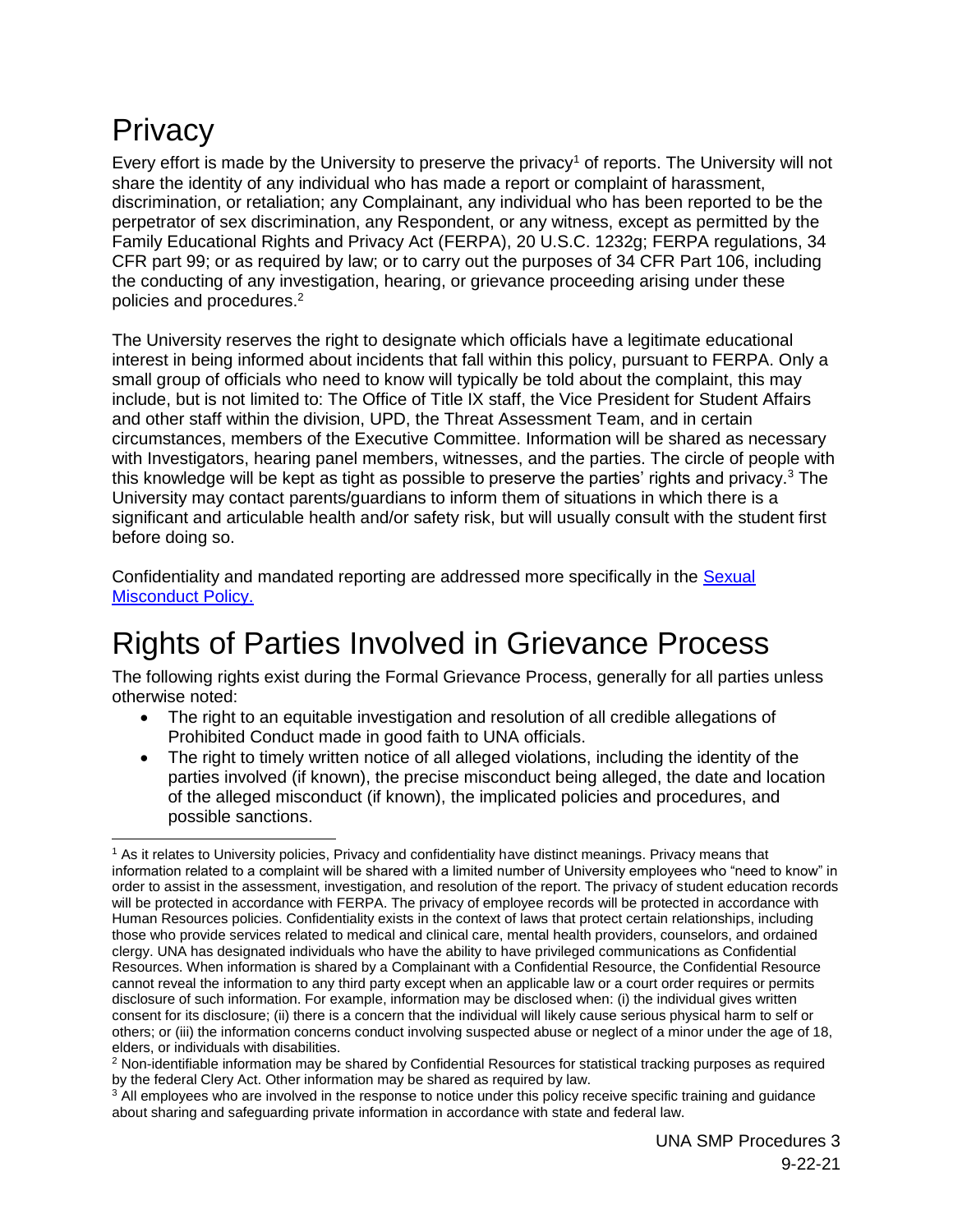# Privacy

Every effort is made by the University to preserve the privacy[1] of reports. The University will not share the identity of any individual who has made a report or complaint of harassment, discrimination, or retaliation; any Complainant, any individual who has been reported to be the perpetrator of sex discrimination, any Respondent, or any witness, except as permitted by the Family Educational Rights and Privacy Act (FERPA), 20 U.S.C. 1232g; FERPA regulations, 34 CFR part 99; or as required by law; or to carry out the purposes of 34 CFR Part 106, including the conducting of any investigation, hearing, or grievance proceeding arising under these policies and procedures.[2]

The University reserves the right to designate which officials have a legitimate educational interest in being informed about incidents that fall within this policy, pursuant to FERPA. Only a small group of officials who need to know will typically be told about the complaint, this may include, but is not limited to: The Office of Title IX staff, the Vice President for Student Affairs and other staff within the division, UPD, the Threat Assessment Team, and in certain circumstances, members of the Executive Committee. Information will be shared as necessary with Investigators, hearing panel members, witnesses, and the parties. The circle of people with this knowledge will be kept as tight as possible to preserve the parties' rights and privacy.[3] The University may contact parents/guardians to inform them of situations in which there is a significant and articulable health and/or safety risk, but will usually consult with the student first before doing so.

Confidentiality and mandated reporting are addressed more specifically in the [Sexual Misconduct Policy.]

# Rights of Parties Involved in Grievance Process

The following rights exist during the Formal Grievance Process, generally for all parties unless otherwise noted:

- The right to an equitable investigation and resolution of all credible allegations of Prohibited Conduct made in good faith to UNA officials.
- The right to timely written notice of all alleged violations, including the identity of the parties involved (if known), the precise misconduct being alleged, the date and location of the alleged misconduct (if known), the implicated policies and procedures, and possible sanctions.

---

[1] As it relates to University policies, Privacy and confidentiality have distinct meanings. Privacy means that information related to a complaint will be shared with a limited number of University employees who "need to know" in order to assist in the assessment, investigation, and resolution of the report. The privacy of student education records will be protected in accordance with FERPA. The privacy of employee records will be protected in accordance with Human Resources policies. Confidentiality exists in the context of laws that protect certain relationships, including those who provide services related to medical and clinical care, mental health providers, counselors, and ordained clergy. UNA has designated individuals who have the ability to have privileged communications as Confidential Resources. When information is shared by a Complainant with a Confidential Resource, the Confidential Resource cannot reveal the information to any third party except when an applicable law or a court order requires or permits disclosure of such information. For example, information may be disclosed when: (i) the individual gives written consent for its disclosure; (ii) there is a concern that the individual will likely cause serious physical harm to self or others; or (iii) the information concerns conduct involving suspected abuse or neglect of a minor under the age of 18, elders, or individuals with disabilities.

[2] Non-identifiable information may be shared by Confidential Resources for statistical tracking purposes as required by the federal Clery Act. Other information may be shared as required by law.

[3] All employees who are involved in the response to notice under this policy receive specific training and guidance about sharing and safeguarding private information in accordance with state and federal law.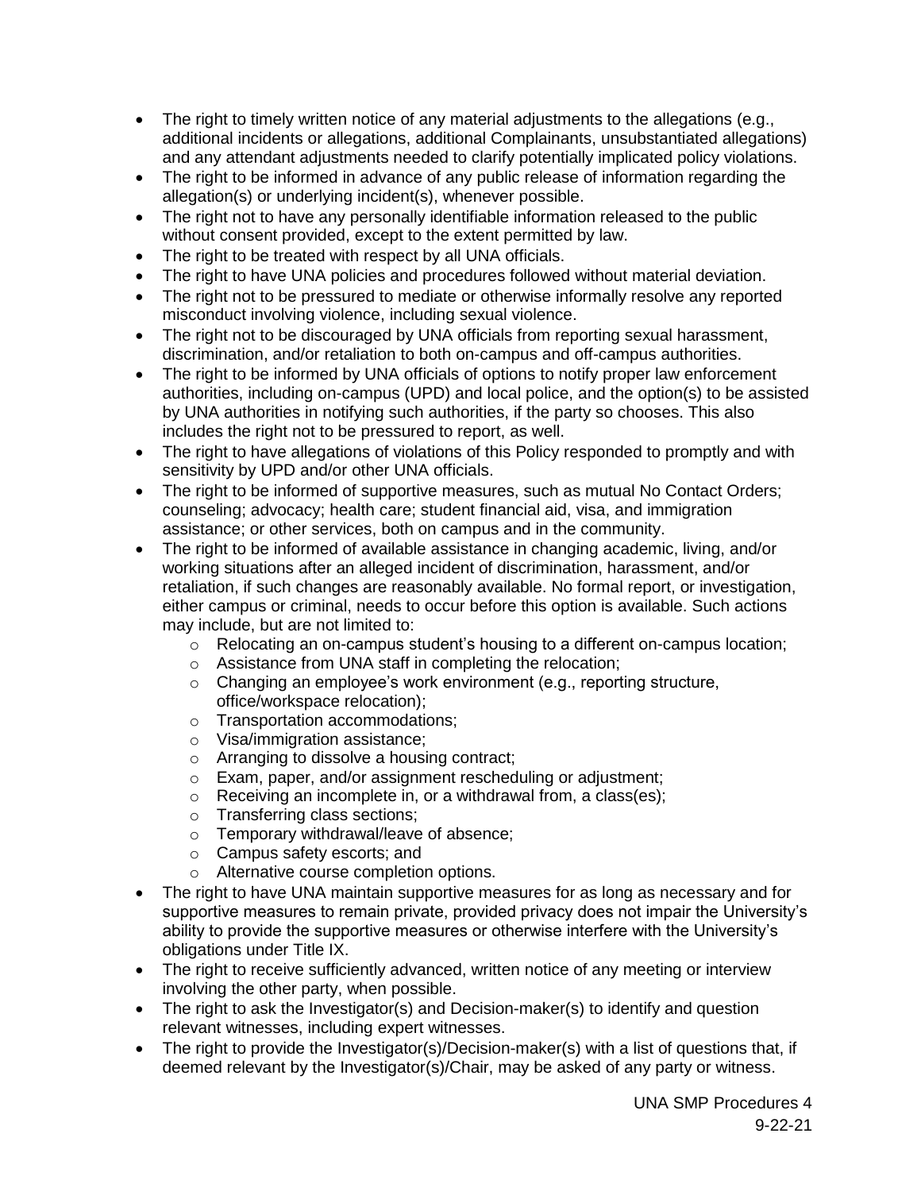- The right to timely written notice of any material adjustments to the allegations (e.g., additional incidents or allegations, additional Complainants, unsubstantiated allegations) and any attendant adjustments needed to clarify potentially implicated policy violations.
- The right to be informed in advance of any public release of information regarding the allegation(s) or underlying incident(s), whenever possible.
- The right not to have any personally identifiable information released to the public without consent provided, except to the extent permitted by law.
- The right to be treated with respect by all UNA officials.
- The right to have UNA policies and procedures followed without material deviation.
- The right not to be pressured to mediate or otherwise informally resolve any reported misconduct involving violence, including sexual violence.
- The right not to be discouraged by UNA officials from reporting sexual harassment, discrimination, and/or retaliation to both on-campus and off-campus authorities.
- The right to be informed by UNA officials of options to notify proper law enforcement authorities, including on-campus (UPD) and local police, and the option(s) to be assisted by UNA authorities in notifying such authorities, if the party so chooses. This also includes the right not to be pressured to report, as well.
- The right to have allegations of violations of this Policy responded to promptly and with sensitivity by UPD and/or other UNA officials.
- The right to be informed of supportive measures, such as mutual No Contact Orders; counseling; advocacy; health care; student financial aid, visa, and immigration assistance; or other services, both on campus and in the community.
- The right to be informed of available assistance in changing academic, living, and/or working situations after an alleged incident of discrimination, harassment, and/or retaliation, if such changes are reasonably available. No formal report, or investigation, either campus or criminal, needs to occur before this option is available. Such actions may include, but are not limited to:
  - Relocating an on-campus student's housing to a different on-campus location;
  - Assistance from UNA staff in completing the relocation;
  - Changing an employee's work environment (e.g., reporting structure, office/workspace relocation);
  - Transportation accommodations;
  - Visa/immigration assistance;
  - Arranging to dissolve a housing contract;
  - Exam, paper, and/or assignment rescheduling or adjustment;
  - Receiving an incomplete in, or a withdrawal from, a class(es);
  - Transferring class sections;
  - Temporary withdrawal/leave of absence;
  - Campus safety escorts; and
  - Alternative course completion options.
- The right to have UNA maintain supportive measures for as long as necessary and for supportive measures to remain private, provided privacy does not impair the University's ability to provide the supportive measures or otherwise interfere with the University's obligations under Title IX.
- The right to receive sufficiently advanced, written notice of any meeting or interview involving the other party, when possible.
- The right to ask the Investigator(s) and Decision-maker(s) to identify and question relevant witnesses, including expert witnesses.
- The right to provide the Investigator(s)/Decision-maker(s) with a list of questions that, if deemed relevant by the Investigator(s)/Chair, may be asked of any party or witness.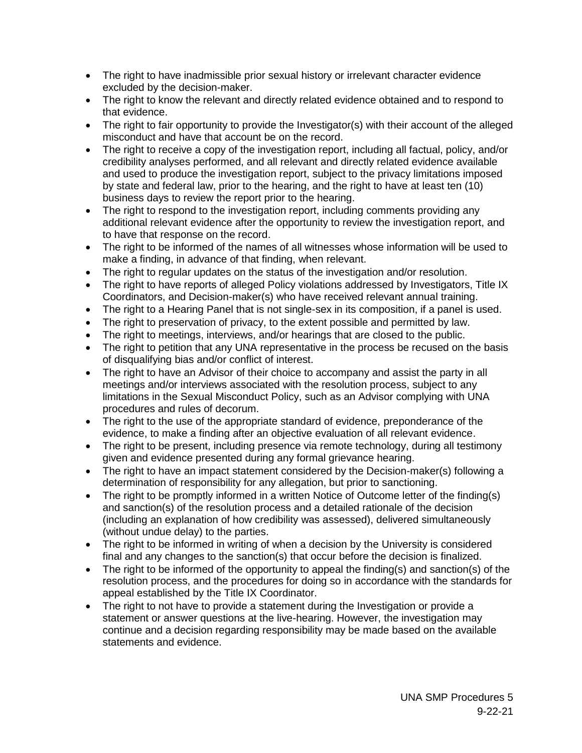- The right to have inadmissible prior sexual history or irrelevant character evidence excluded by the decision-maker.
- The right to know the relevant and directly related evidence obtained and to respond to that evidence.
- The right to fair opportunity to provide the Investigator(s) with their account of the alleged misconduct and have that account be on the record.
- The right to receive a copy of the investigation report, including all factual, policy, and/or credibility analyses performed, and all relevant and directly related evidence available and used to produce the investigation report, subject to the privacy limitations imposed by state and federal law, prior to the hearing, and the right to have at least ten (10) business days to review the report prior to the hearing.
- The right to respond to the investigation report, including comments providing any additional relevant evidence after the opportunity to review the investigation report, and to have that response on the record.
- The right to be informed of the names of all witnesses whose information will be used to make a finding, in advance of that finding, when relevant.
- The right to regular updates on the status of the investigation and/or resolution.
- The right to have reports of alleged Policy violations addressed by Investigators, Title IX Coordinators, and Decision-maker(s) who have received relevant annual training.
- The right to a Hearing Panel that is not single-sex in its composition, if a panel is used.
- The right to preservation of privacy, to the extent possible and permitted by law.
- The right to meetings, interviews, and/or hearings that are closed to the public.
- The right to petition that any UNA representative in the process be recused on the basis of disqualifying bias and/or conflict of interest.
- The right to have an Advisor of their choice to accompany and assist the party in all meetings and/or interviews associated with the resolution process, subject to any limitations in the Sexual Misconduct Policy, such as an Advisor complying with UNA procedures and rules of decorum.
- The right to the use of the appropriate standard of evidence, preponderance of the evidence, to make a finding after an objective evaluation of all relevant evidence.
- The right to be present, including presence via remote technology, during all testimony given and evidence presented during any formal grievance hearing.
- The right to have an impact statement considered by the Decision-maker(s) following a determination of responsibility for any allegation, but prior to sanctioning.
- The right to be promptly informed in a written Notice of Outcome letter of the finding(s) and sanction(s) of the resolution process and a detailed rationale of the decision (including an explanation of how credibility was assessed), delivered simultaneously (without undue delay) to the parties.
- The right to be informed in writing of when a decision by the University is considered final and any changes to the sanction(s) that occur before the decision is finalized.
- The right to be informed of the opportunity to appeal the finding(s) and sanction(s) of the resolution process, and the procedures for doing so in accordance with the standards for appeal established by the Title IX Coordinator.
- The right to not have to provide a statement during the Investigation or provide a statement or answer questions at the live-hearing. However, the investigation may continue and a decision regarding responsibility may be made based on the available statements and evidence.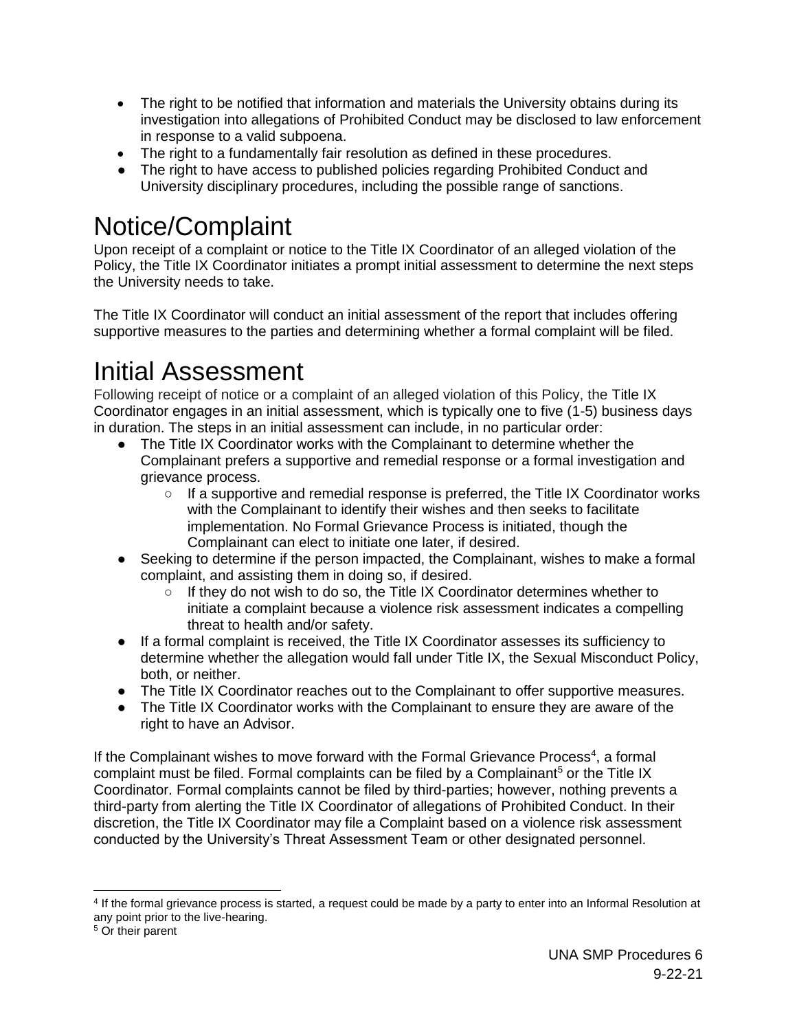- The right to be notified that information and materials the University obtains during its investigation into allegations of Prohibited Conduct may be disclosed to law enforcement in response to a valid subpoena.
- The right to a fundamentally fair resolution as defined in these procedures.
- The right to have access to published policies regarding Prohibited Conduct and University disciplinary procedures, including the possible range of sanctions.

# Notice/Complaint

Upon receipt of a complaint or notice to the Title IX Coordinator of an alleged violation of the Policy, the Title IX Coordinator initiates a prompt initial assessment to determine the next steps the University needs to take.

The Title IX Coordinator will conduct an initial assessment of the report that includes offering supportive measures to the parties and determining whether a formal complaint will be filed.

# Initial Assessment

Following receipt of notice or a complaint of an alleged violation of this Policy, the Title IX Coordinator engages in an initial assessment, which is typically one to five (1-5) business days in duration. The steps in an initial assessment can include, in no particular order:

- The Title IX Coordinator works with the Complainant to determine whether the Complainant prefers a supportive and remedial response or a formal investigation and grievance process.
  - If a supportive and remedial response is preferred, the Title IX Coordinator works with the Complainant to identify their wishes and then seeks to facilitate implementation. No Formal Grievance Process is initiated, though the Complainant can elect to initiate one later, if desired.
- Seeking to determine if the person impacted, the Complainant, wishes to make a formal complaint, and assisting them in doing so, if desired.
  - If they do not wish to do so, the Title IX Coordinator determines whether to initiate a complaint because a violence risk assessment indicates a compelling threat to health and/or safety.
- If a formal complaint is received, the Title IX Coordinator assesses its sufficiency to determine whether the allegation would fall under Title IX, the Sexual Misconduct Policy, both, or neither.
- The Title IX Coordinator reaches out to the Complainant to offer supportive measures.
- The Title IX Coordinator works with the Complainant to ensure they are aware of the right to have an Advisor.

If the Complainant wishes to move forward with the Formal Grievance Process[4], a formal complaint must be filed. Formal complaints can be filed by a Complainant[5] or the Title IX Coordinator. Formal complaints cannot be filed by third-parties; however, nothing prevents a third-party from alerting the Title IX Coordinator of allegations of Prohibited Conduct. In their discretion, the Title IX Coordinator may file a Complaint based on a violence risk assessment conducted by the University's Threat Assessment Team or other designated personnel.

[4] If the formal grievance process is started, a request could be made by a party to enter into an Informal Resolution at any point prior to the live-hearing.

[5] Or their parent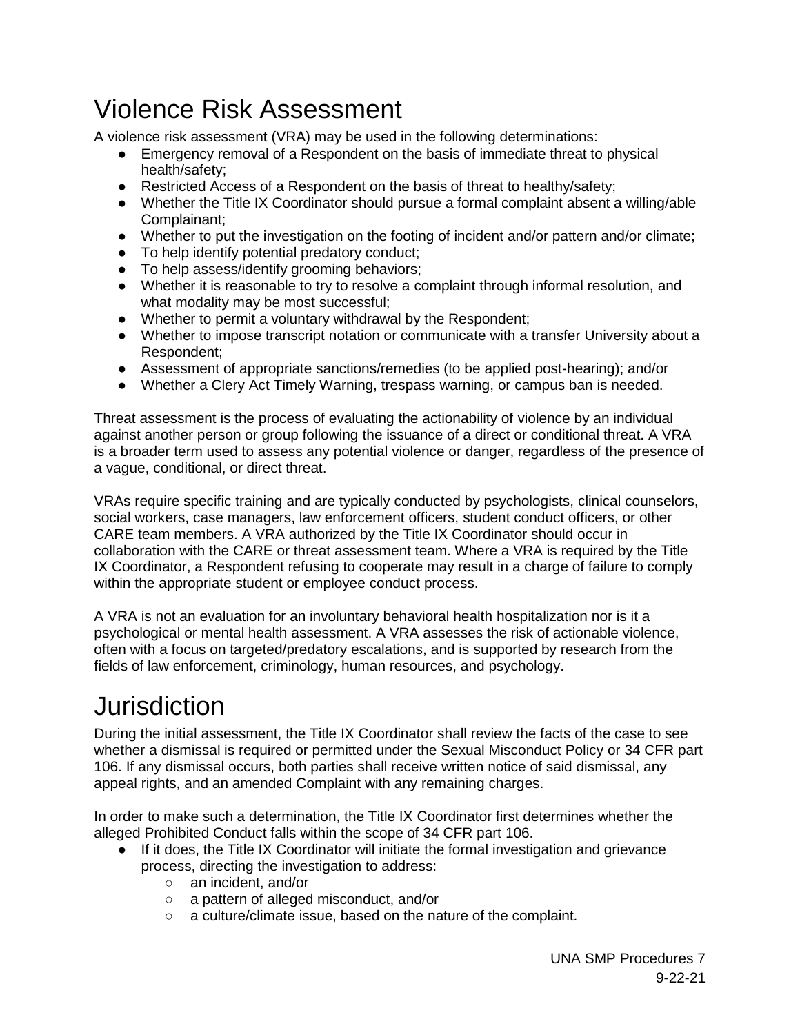# Violence Risk Assessment

A violence risk assessment (VRA) may be used in the following determinations:

- Emergency removal of a Respondent on the basis of immediate threat to physical health/safety;
- Restricted Access of a Respondent on the basis of threat to healthy/safety;
- Whether the Title IX Coordinator should pursue a formal complaint absent a willing/able Complainant;
- Whether to put the investigation on the footing of incident and/or pattern and/or climate;
- To help identify potential predatory conduct;
- To help assess/identify grooming behaviors;
- Whether it is reasonable to try to resolve a complaint through informal resolution, and what modality may be most successful;
- Whether to permit a voluntary withdrawal by the Respondent;
- Whether to impose transcript notation or communicate with a transfer University about a Respondent;
- Assessment of appropriate sanctions/remedies (to be applied post-hearing); and/or
- Whether a Clery Act Timely Warning, trespass warning, or campus ban is needed.

Threat assessment is the process of evaluating the actionability of violence by an individual against another person or group following the issuance of a direct or conditional threat. A VRA is a broader term used to assess any potential violence or danger, regardless of the presence of a vague, conditional, or direct threat.

VRAs require specific training and are typically conducted by psychologists, clinical counselors, social workers, case managers, law enforcement officers, student conduct officers, or other CARE team members. A VRA authorized by the Title IX Coordinator should occur in collaboration with the CARE or threat assessment team. Where a VRA is required by the Title IX Coordinator, a Respondent refusing to cooperate may result in a charge of failure to comply within the appropriate student or employee conduct process.

A VRA is not an evaluation for an involuntary behavioral health hospitalization nor is it a psychological or mental health assessment. A VRA assesses the risk of actionable violence, often with a focus on targeted/predatory escalations, and is supported by research from the fields of law enforcement, criminology, human resources, and psychology.

# Jurisdiction

During the initial assessment, the Title IX Coordinator shall review the facts of the case to see whether a dismissal is required or permitted under the Sexual Misconduct Policy or 34 CFR part 106. If any dismissal occurs, both parties shall receive written notice of said dismissal, any appeal rights, and an amended Complaint with any remaining charges.

In order to make such a determination, the Title IX Coordinator first determines whether the alleged Prohibited Conduct falls within the scope of 34 CFR part 106.

- If it does, the Title IX Coordinator will initiate the formal investigation and grievance process, directing the investigation to address:
  - an incident, and/or
  - a pattern of alleged misconduct, and/or
  - a culture/climate issue, based on the nature of the complaint.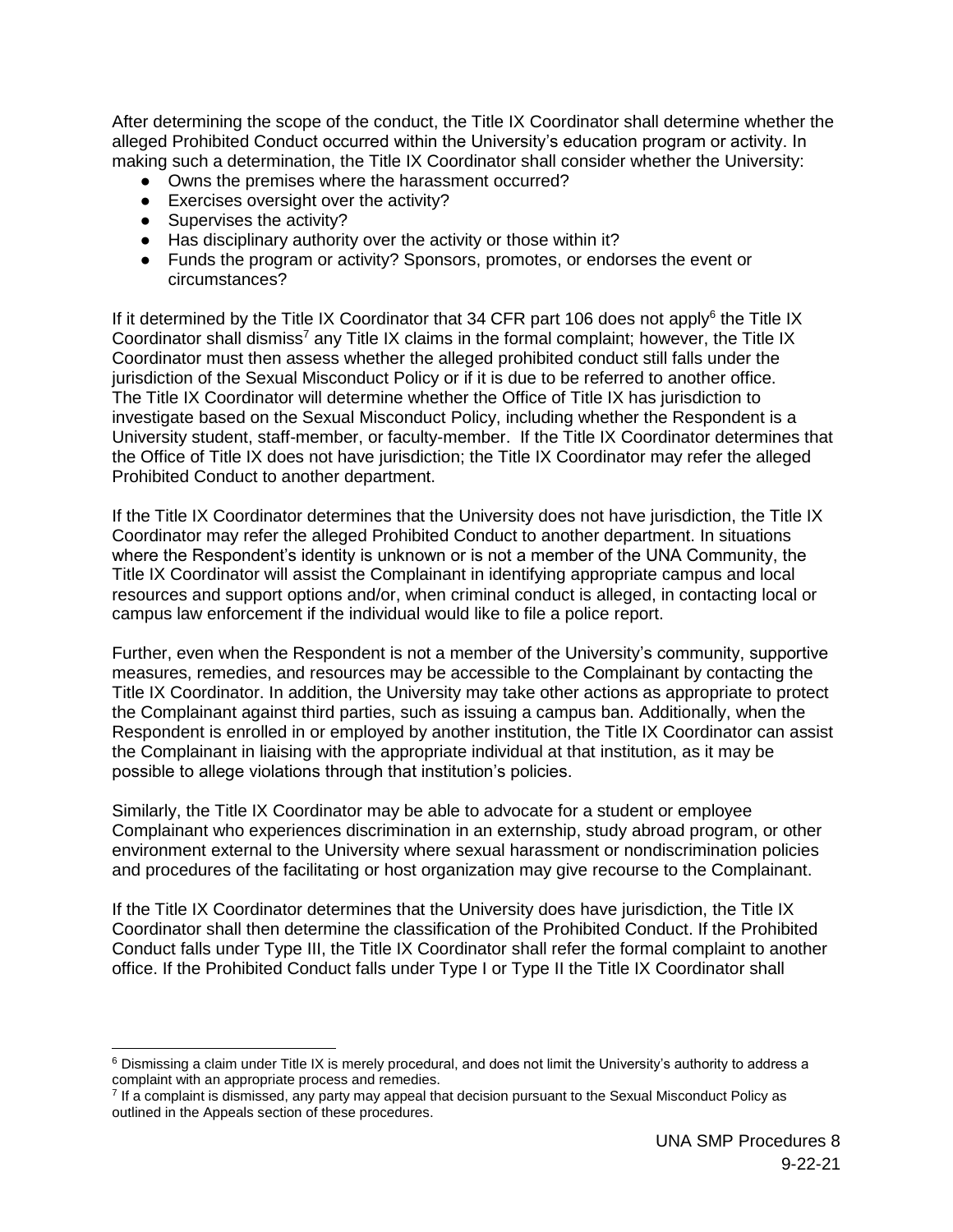After determining the scope of the conduct, the Title IX Coordinator shall determine whether the alleged Prohibited Conduct occurred within the University's education program or activity. In making such a determination, the Title IX Coordinator shall consider whether the University:

- Owns the premises where the harassment occurred?
- Exercises oversight over the activity?
- Supervises the activity?
- Has disciplinary authority over the activity or those within it?
- Funds the program or activity? Sponsors, promotes, or endorses the event or circumstances?

If it determined by the Title IX Coordinator that 34 CFR part 106 does not apply[6] the Title IX Coordinator shall dismiss[7] any Title IX claims in the formal complaint; however, the Title IX Coordinator must then assess whether the alleged prohibited conduct still falls under the jurisdiction of the Sexual Misconduct Policy or if it is due to be referred to another office. The Title IX Coordinator will determine whether the Office of Title IX has jurisdiction to investigate based on the Sexual Misconduct Policy, including whether the Respondent is a University student, staff-member, or faculty-member. If the Title IX Coordinator determines that the Office of Title IX does not have jurisdiction; the Title IX Coordinator may refer the alleged Prohibited Conduct to another department.

If the Title IX Coordinator determines that the University does not have jurisdiction, the Title IX Coordinator may refer the alleged Prohibited Conduct to another department. In situations where the Respondent's identity is unknown or is not a member of the UNA Community, the Title IX Coordinator will assist the Complainant in identifying appropriate campus and local resources and support options and/or, when criminal conduct is alleged, in contacting local or campus law enforcement if the individual would like to file a police report.

Further, even when the Respondent is not a member of the University's community, supportive measures, remedies, and resources may be accessible to the Complainant by contacting the Title IX Coordinator. In addition, the University may take other actions as appropriate to protect the Complainant against third parties, such as issuing a campus ban. Additionally, when the Respondent is enrolled in or employed by another institution, the Title IX Coordinator can assist the Complainant in liaising with the appropriate individual at that institution, as it may be possible to allege violations through that institution's policies.

Similarly, the Title IX Coordinator may be able to advocate for a student or employee Complainant who experiences discrimination in an externship, study abroad program, or other environment external to the University where sexual harassment or nondiscrimination policies and procedures of the facilitating or host organization may give recourse to the Complainant.

If the Title IX Coordinator determines that the University does have jurisdiction, the Title IX Coordinator shall then determine the classification of the Prohibited Conduct. If the Prohibited Conduct falls under Type III, the Title IX Coordinator shall refer the formal complaint to another office. If the Prohibited Conduct falls under Type I or Type II the Title IX Coordinator shall

---

[6] Dismissing a claim under Title IX is merely procedural, and does not limit the University's authority to address a complaint with an appropriate process and remedies.

[7] If a complaint is dismissed, any party may appeal that decision pursuant to the Sexual Misconduct Policy as outlined in the Appeals section of these procedures.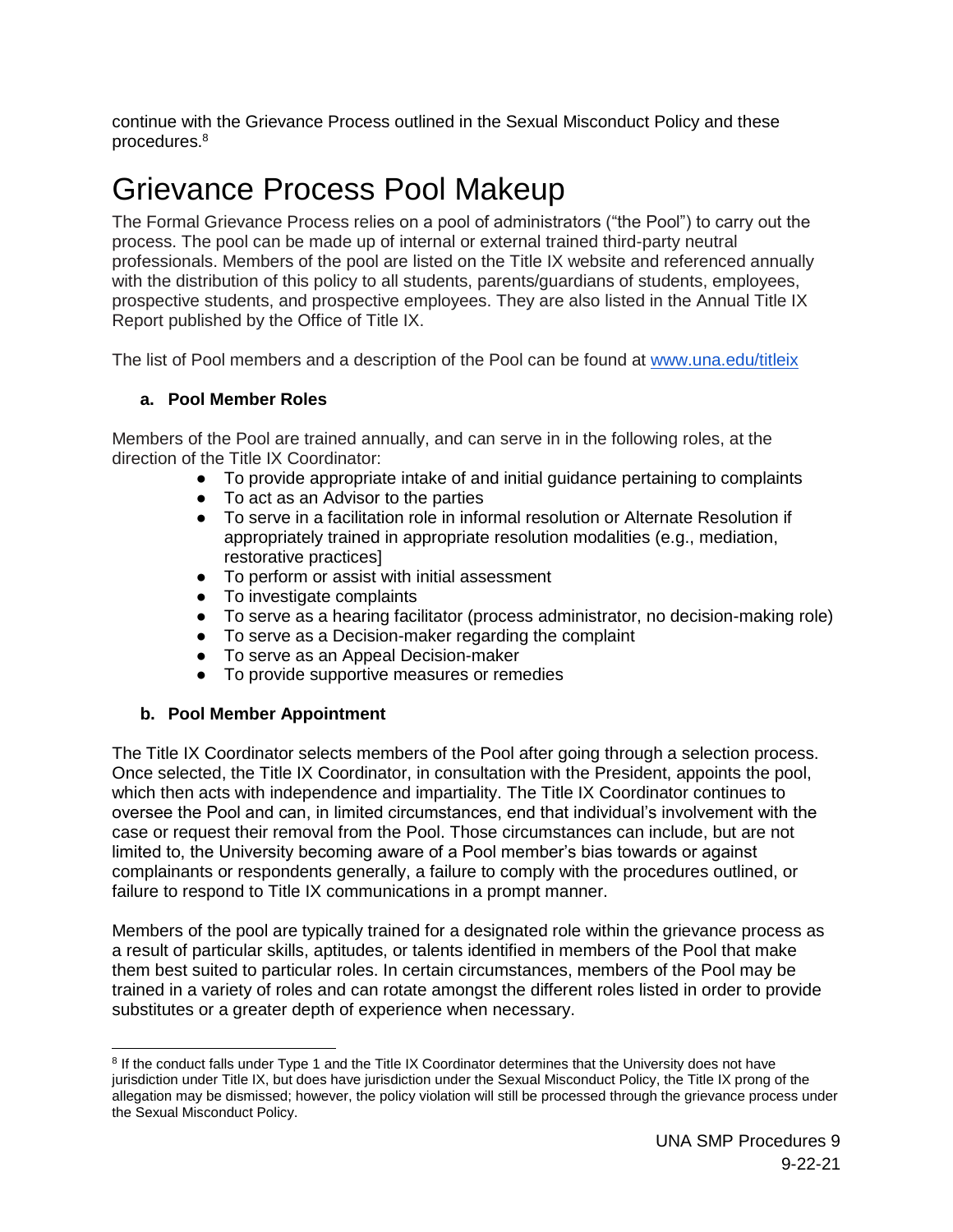continue with the Grievance Process outlined in the Sexual Misconduct Policy and these procedures.[8]

# Grievance Process Pool Makeup

The Formal Grievance Process relies on a pool of administrators ("the Pool") to carry out the process. The pool can be made up of internal or external trained third-party neutral professionals. Members of the pool are listed on the Title IX website and referenced annually with the distribution of this policy to all students, parents/guardians of students, employees, prospective students, and prospective employees. They are also listed in the Annual Title IX Report published by the Office of Title IX.

The list of Pool members and a description of the Pool can be found at [www.una.edu/titleix](www.una.edu/titleix)

### a. Pool Member Roles

Members of the Pool are trained annually, and can serve in in the following roles, at the direction of the Title IX Coordinator:

- To provide appropriate intake of and initial guidance pertaining to complaints
- To act as an Advisor to the parties
- To serve in a facilitation role in informal resolution or Alternate Resolution if appropriately trained in appropriate resolution modalities (e.g., mediation, restorative practices]
- To perform or assist with initial assessment
- To investigate complaints
- To serve as a hearing facilitator (process administrator, no decision-making role)
- To serve as a Decision-maker regarding the complaint
- To serve as an Appeal Decision-maker
- To provide supportive measures or remedies

### b. Pool Member Appointment

The Title IX Coordinator selects members of the Pool after going through a selection process. Once selected, the Title IX Coordinator, in consultation with the President, appoints the pool, which then acts with independence and impartiality. The Title IX Coordinator continues to oversee the Pool and can, in limited circumstances, end that individual's involvement with the case or request their removal from the Pool. Those circumstances can include, but are not limited to, the University becoming aware of a Pool member's bias towards or against complainants or respondents generally, a failure to comply with the procedures outlined, or failure to respond to Title IX communications in a prompt manner.

Members of the pool are typically trained for a designated role within the grievance process as a result of particular skills, aptitudes, or talents identified in members of the Pool that make them best suited to particular roles. In certain circumstances, members of the Pool may be trained in a variety of roles and can rotate amongst the different roles listed in order to provide substitutes or a greater depth of experience when necessary.

[8] If the conduct falls under Type 1 and the Title IX Coordinator determines that the University does not have jurisdiction under Title IX, but does have jurisdiction under the Sexual Misconduct Policy, the Title IX prong of the allegation may be dismissed; however, the policy violation will still be processed through the grievance process under the Sexual Misconduct Policy.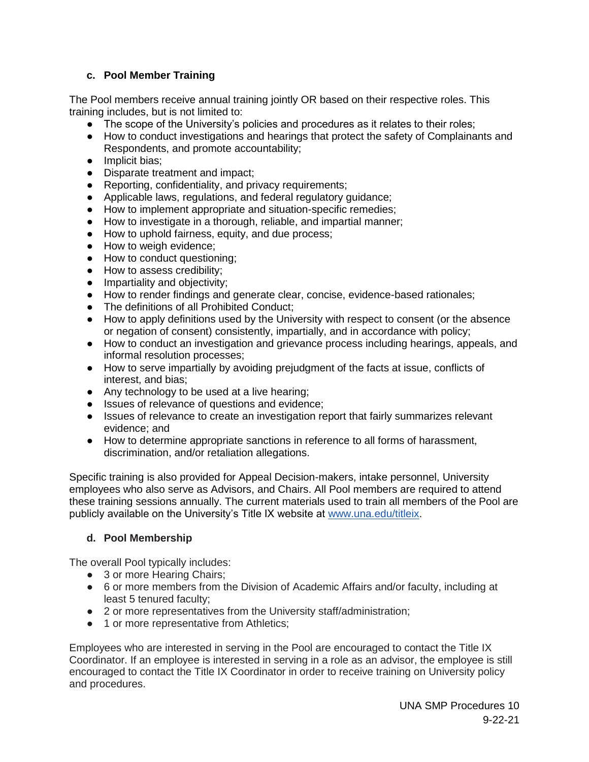### c. Pool Member Training

The Pool members receive annual training jointly OR based on their respective roles. This training includes, but is not limited to:

- The scope of the University's policies and procedures as it relates to their roles;
- How to conduct investigations and hearings that protect the safety of Complainants and Respondents, and promote accountability;
- Implicit bias;
- Disparate treatment and impact;
- Reporting, confidentiality, and privacy requirements;
- Applicable laws, regulations, and federal regulatory guidance;
- How to implement appropriate and situation-specific remedies;
- How to investigate in a thorough, reliable, and impartial manner;
- How to uphold fairness, equity, and due process;
- How to weigh evidence;
- How to conduct questioning;
- How to assess credibility;
- Impartiality and objectivity;
- How to render findings and generate clear, concise, evidence-based rationales;
- The definitions of all Prohibited Conduct;
- How to apply definitions used by the University with respect to consent (or the absence or negation of consent) consistently, impartially, and in accordance with policy;
- How to conduct an investigation and grievance process including hearings, appeals, and informal resolution processes;
- How to serve impartially by avoiding prejudgment of the facts at issue, conflicts of interest, and bias;
- Any technology to be used at a live hearing;
- Issues of relevance of questions and evidence;
- Issues of relevance to create an investigation report that fairly summarizes relevant evidence; and
- How to determine appropriate sanctions in reference to all forms of harassment, discrimination, and/or retaliation allegations.

Specific training is also provided for Appeal Decision-makers, intake personnel, University employees who also serve as Advisors, and Chairs. All Pool members are required to attend these training sessions annually. The current materials used to train all members of the Pool are publicly available on the University's Title IX website at [www.una.edu/titleix](http://www.una.edu/titleix).

### d. Pool Membership

The overall Pool typically includes:

- 3 or more Hearing Chairs;
- 6 or more members from the Division of Academic Affairs and/or faculty, including at least 5 tenured faculty;
- 2 or more representatives from the University staff/administration;
- 1 or more representative from Athletics;

Employees who are interested in serving in the Pool are encouraged to contact the Title IX Coordinator. If an employee is interested in serving in a role as an advisor, the employee is still encouraged to contact the Title IX Coordinator in order to receive training on University policy and procedures.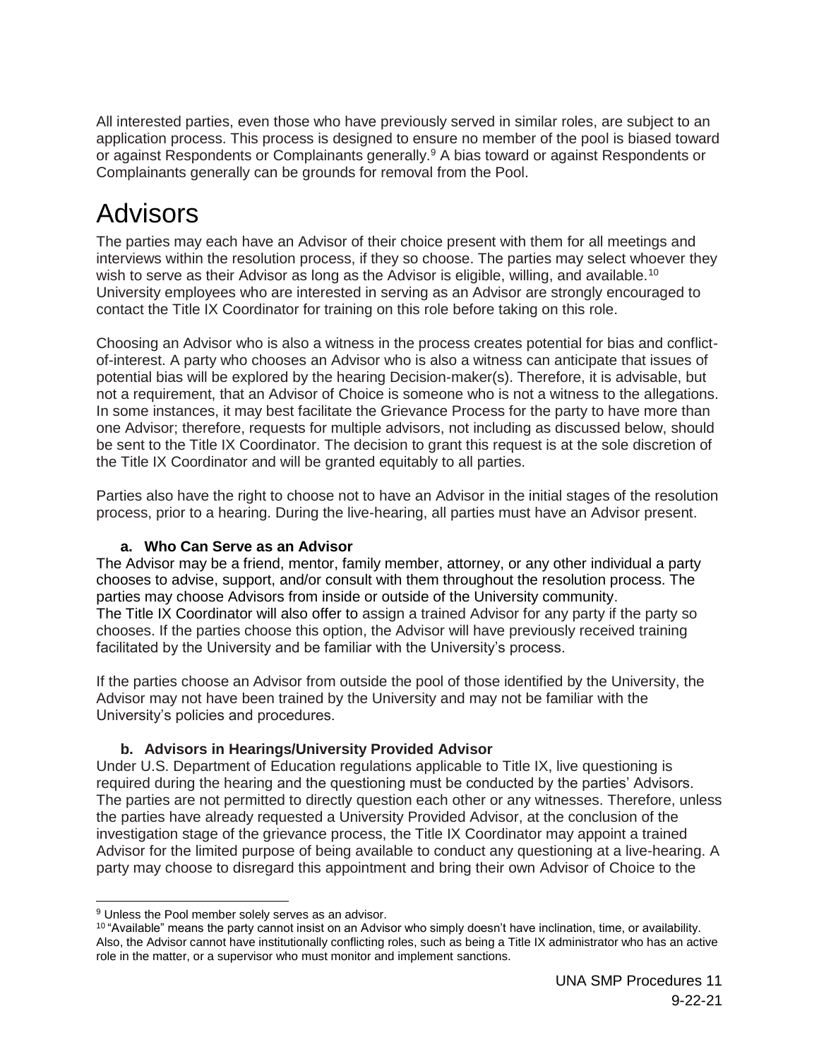All interested parties, even those who have previously served in similar roles, are subject to an application process. This process is designed to ensure no member of the pool is biased toward or against Respondents or Complainants generally.[9] A bias toward or against Respondents or Complainants generally can be grounds for removal from the Pool.

# Advisors

The parties may each have an Advisor of their choice present with them for all meetings and interviews within the resolution process, if they so choose. The parties may select whoever they wish to serve as their Advisor as long as the Advisor is eligible, willing, and available.[10] University employees who are interested in serving as an Advisor are strongly encouraged to contact the Title IX Coordinator for training on this role before taking on this role.

Choosing an Advisor who is also a witness in the process creates potential for bias and conflict-of-interest. A party who chooses an Advisor who is also a witness can anticipate that issues of potential bias will be explored by the hearing Decision-maker(s). Therefore, it is advisable, but not a requirement, that an Advisor of Choice is someone who is not a witness to the allegations. In some instances, it may best facilitate the Grievance Process for the party to have more than one Advisor; therefore, requests for multiple advisors, not including as discussed below, should be sent to the Title IX Coordinator. The decision to grant this request is at the sole discretion of the Title IX Coordinator and will be granted equitably to all parties.

Parties also have the right to choose not to have an Advisor in the initial stages of the resolution process, prior to a hearing. During the live-hearing, all parties must have an Advisor present.

### a. Who Can Serve as an Advisor

The Advisor may be a friend, mentor, family member, attorney, or any other individual a party chooses to advise, support, and/or consult with them throughout the resolution process. The parties may choose Advisors from inside or outside of the University community.
The Title IX Coordinator will also offer to assign a trained Advisor for any party if the party so chooses. If the parties choose this option, the Advisor will have previously received training facilitated by the University and be familiar with the University's process.

If the parties choose an Advisor from outside the pool of those identified by the University, the Advisor may not have been trained by the University and may not be familiar with the University's policies and procedures.

### b. Advisors in Hearings/University Provided Advisor

Under U.S. Department of Education regulations applicable to Title IX, live questioning is required during the hearing and the questioning must be conducted by the parties' Advisors. The parties are not permitted to directly question each other or any witnesses. Therefore, unless the parties have already requested a University Provided Advisor, at the conclusion of the investigation stage of the grievance process, the Title IX Coordinator may appoint a trained Advisor for the limited purpose of being available to conduct any questioning at a live-hearing. A party may choose to disregard this appointment and bring their own Advisor of Choice to the

[9] Unless the Pool member solely serves as an advisor.

[10] "Available" means the party cannot insist on an Advisor who simply doesn't have inclination, time, or availability. Also, the Advisor cannot have institutionally conflicting roles, such as being a Title IX administrator who has an active role in the matter, or a supervisor who must monitor and implement sanctions.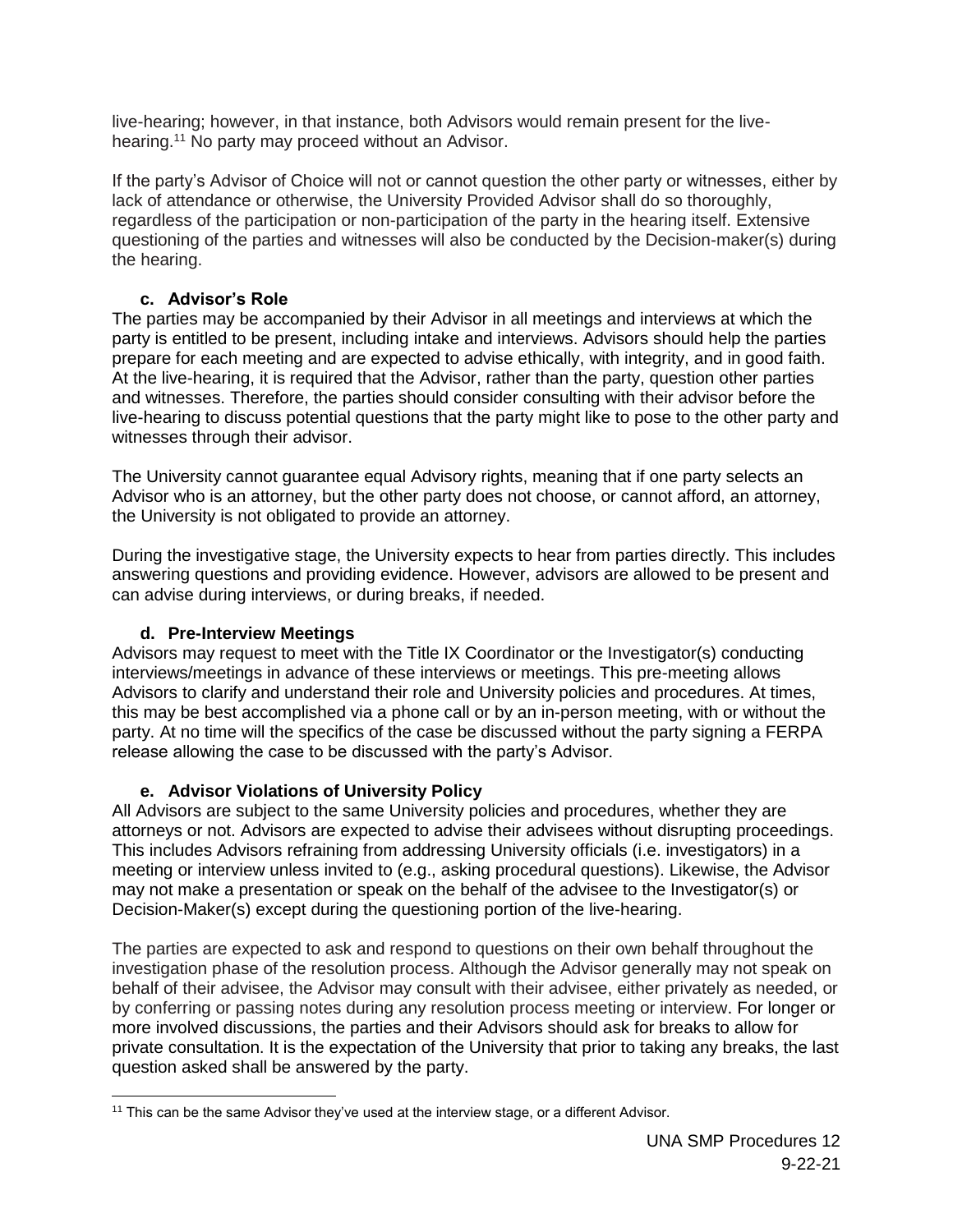live-hearing; however, in that instance, both Advisors would remain present for the live-hearing.[11] No party may proceed without an Advisor.

If the party's Advisor of Choice will not or cannot question the other party or witnesses, either by lack of attendance or otherwise, the University Provided Advisor shall do so thoroughly, regardless of the participation or non-participation of the party in the hearing itself. Extensive questioning of the parties and witnesses will also be conducted by the Decision-maker(s) during the hearing.

### c. Advisor's Role

The parties may be accompanied by their Advisor in all meetings and interviews at which the party is entitled to be present, including intake and interviews. Advisors should help the parties prepare for each meeting and are expected to advise ethically, with integrity, and in good faith. At the live-hearing, it is required that the Advisor, rather than the party, question other parties and witnesses. Therefore, the parties should consider consulting with their advisor before the live-hearing to discuss potential questions that the party might like to pose to the other party and witnesses through their advisor.

The University cannot guarantee equal Advisory rights, meaning that if one party selects an Advisor who is an attorney, but the other party does not choose, or cannot afford, an attorney, the University is not obligated to provide an attorney.

During the investigative stage, the University expects to hear from parties directly. This includes answering questions and providing evidence. However, advisors are allowed to be present and can advise during interviews, or during breaks, if needed.

### d. Pre-Interview Meetings

Advisors may request to meet with the Title IX Coordinator or the Investigator(s) conducting interviews/meetings in advance of these interviews or meetings. This pre-meeting allows Advisors to clarify and understand their role and University policies and procedures. At times, this may be best accomplished via a phone call or by an in-person meeting, with or without the party. At no time will the specifics of the case be discussed without the party signing a FERPA release allowing the case to be discussed with the party's Advisor.

### e. Advisor Violations of University Policy

All Advisors are subject to the same University policies and procedures, whether they are attorneys or not. Advisors are expected to advise their advisees without disrupting proceedings. This includes Advisors refraining from addressing University officials (i.e. investigators) in a meeting or interview unless invited to (e.g., asking procedural questions). Likewise, the Advisor may not make a presentation or speak on the behalf of the advisee to the Investigator(s) or Decision-Maker(s) except during the questioning portion of the live-hearing.

The parties are expected to ask and respond to questions on their own behalf throughout the investigation phase of the resolution process. Although the Advisor generally may not speak on behalf of their advisee, the Advisor may consult with their advisee, either privately as needed, or by conferring or passing notes during any resolution process meeting or interview. For longer or more involved discussions, the parties and their Advisors should ask for breaks to allow for private consultation. It is the expectation of the University that prior to taking any breaks, the last question asked shall be answered by the party.

[11] This can be the same Advisor they've used at the interview stage, or a different Advisor.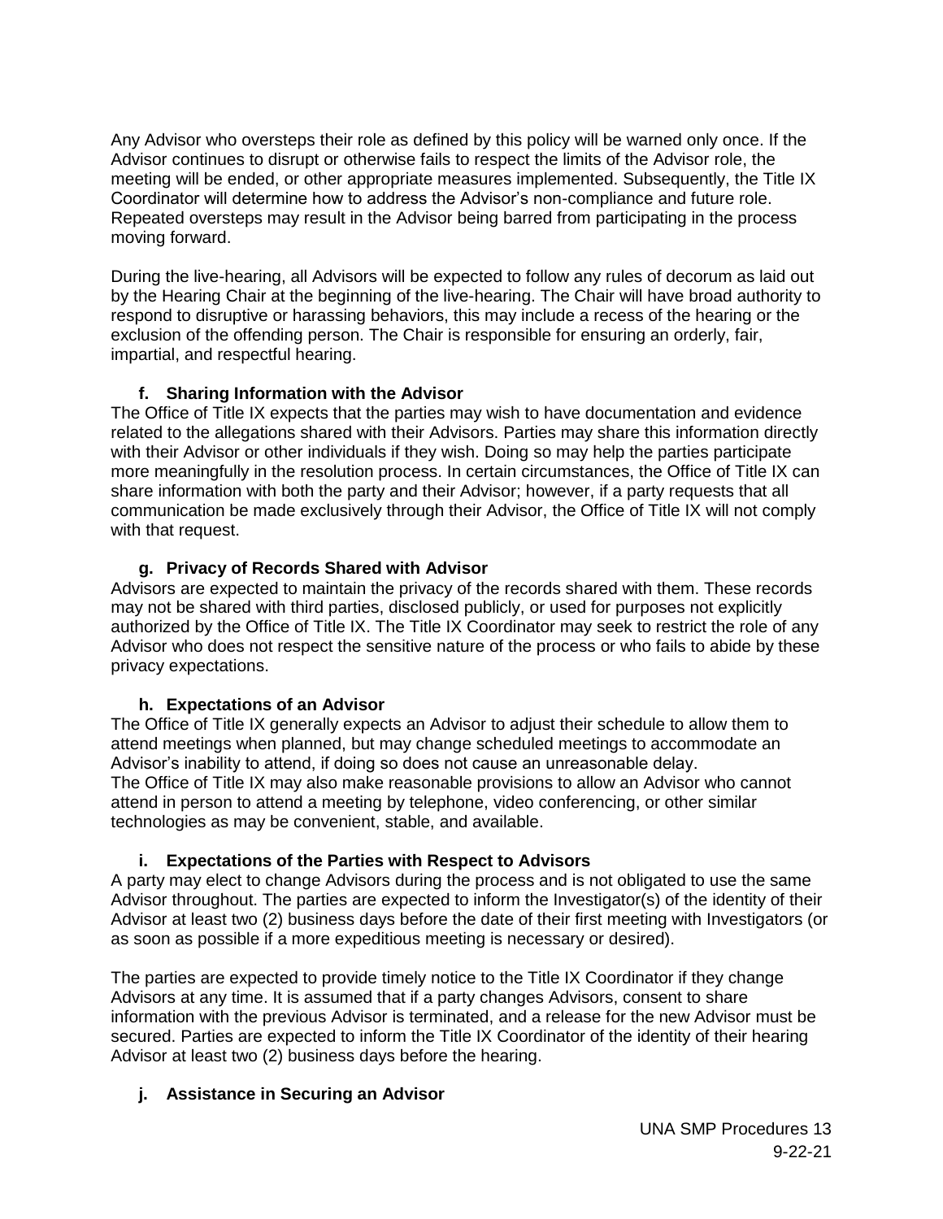Any Advisor who oversteps their role as defined by this policy will be warned only once. If the Advisor continues to disrupt or otherwise fails to respect the limits of the Advisor role, the meeting will be ended, or other appropriate measures implemented. Subsequently, the Title IX Coordinator will determine how to address the Advisor's non-compliance and future role. Repeated oversteps may result in the Advisor being barred from participating in the process moving forward.

During the live-hearing, all Advisors will be expected to follow any rules of decorum as laid out by the Hearing Chair at the beginning of the live-hearing. The Chair will have broad authority to respond to disruptive or harassing behaviors, this may include a recess of the hearing or the exclusion of the offending person. The Chair is responsible for ensuring an orderly, fair, impartial, and respectful hearing.

#### f. Sharing Information with the Advisor

The Office of Title IX expects that the parties may wish to have documentation and evidence related to the allegations shared with their Advisors. Parties may share this information directly with their Advisor or other individuals if they wish. Doing so may help the parties participate more meaningfully in the resolution process. In certain circumstances, the Office of Title IX can share information with both the party and their Advisor; however, if a party requests that all communication be made exclusively through their Advisor, the Office of Title IX will not comply with that request.

#### g. Privacy of Records Shared with Advisor

Advisors are expected to maintain the privacy of the records shared with them. These records may not be shared with third parties, disclosed publicly, or used for purposes not explicitly authorized by the Office of Title IX. The Title IX Coordinator may seek to restrict the role of any Advisor who does not respect the sensitive nature of the process or who fails to abide by these privacy expectations.

#### h. Expectations of an Advisor

The Office of Title IX generally expects an Advisor to adjust their schedule to allow them to attend meetings when planned, but may change scheduled meetings to accommodate an Advisor's inability to attend, if doing so does not cause an unreasonable delay.
The Office of Title IX may also make reasonable provisions to allow an Advisor who cannot attend in person to attend a meeting by telephone, video conferencing, or other similar technologies as may be convenient, stable, and available.

#### i. Expectations of the Parties with Respect to Advisors

A party may elect to change Advisors during the process and is not obligated to use the same Advisor throughout. The parties are expected to inform the Investigator(s) of the identity of their Advisor at least two (2) business days before the date of their first meeting with Investigators (or as soon as possible if a more expeditious meeting is necessary or desired).

The parties are expected to provide timely notice to the Title IX Coordinator if they change Advisors at any time. It is assumed that if a party changes Advisors, consent to share information with the previous Advisor is terminated, and a release for the new Advisor must be secured. Parties are expected to inform the Title IX Coordinator of the identity of their hearing Advisor at least two (2) business days before the hearing.

#### j. Assistance in Securing an Advisor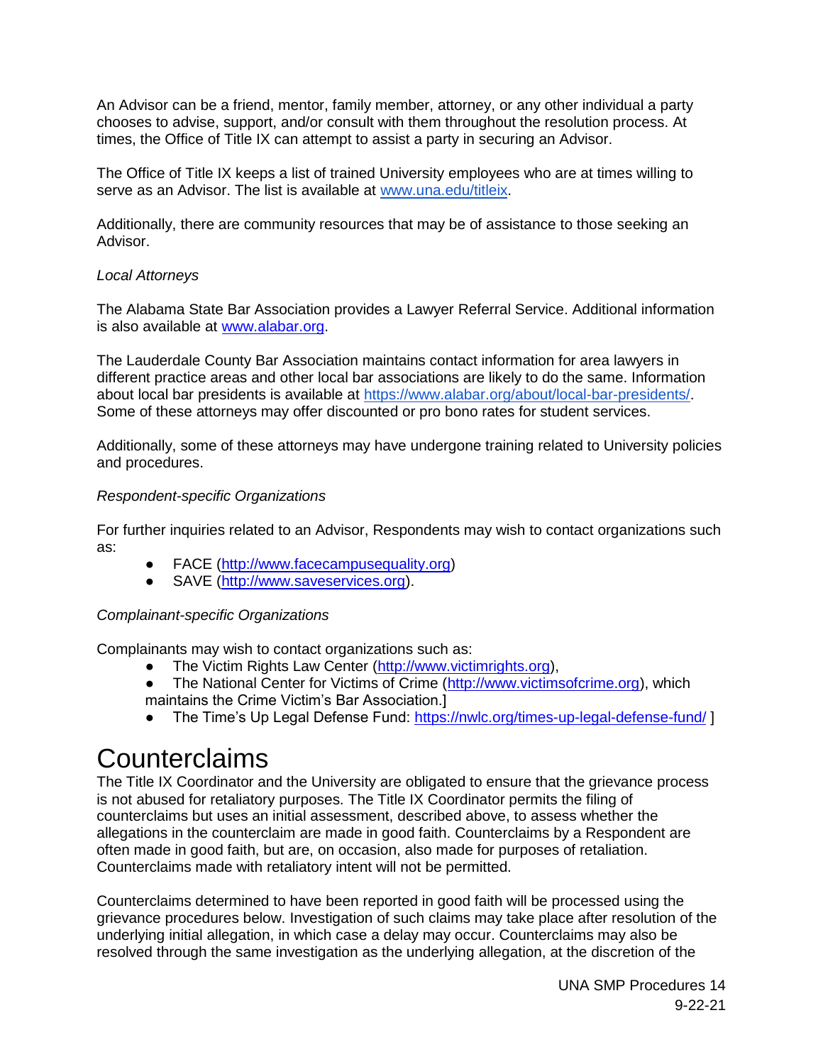An Advisor can be a friend, mentor, family member, attorney, or any other individual a party chooses to advise, support, and/or consult with them throughout the resolution process. At times, the Office of Title IX can attempt to assist a party in securing an Advisor.

The Office of Title IX keeps a list of trained University employees who are at times willing to serve as an Advisor. The list is available at [www.una.edu/titleix](www.una.edu/titleix).

Additionally, there are community resources that may be of assistance to those seeking an Advisor.

*Local Attorneys*

The Alabama State Bar Association provides a Lawyer Referral Service. Additional information is also available at [www.alabar.org](www.alabar.org).

The Lauderdale County Bar Association maintains contact information for area lawyers in different practice areas and other local bar associations are likely to do the same. Information about local bar presidents is available at [https://www.alabar.org/about/local-bar-presidents/](https://www.alabar.org/about/local-bar-presidents/). Some of these attorneys may offer discounted or pro bono rates for student services.

Additionally, some of these attorneys may have undergone training related to University policies and procedures.

*Respondent-specific Organizations*

For further inquiries related to an Advisor, Respondents may wish to contact organizations such as:

- FACE ([http://www.facecampusequality.org](http://www.facecampusequality.org))
- SAVE ([http://www.saveservices.org](http://www.saveservices.org)).

*Complainant-specific Organizations*

Complainants may wish to contact organizations such as:

- The Victim Rights Law Center ([http://www.victimrights.org](http://www.victimrights.org)),
- The National Center for Victims of Crime ([http://www.victimsofcrime.org](http://www.victimsofcrime.org)), which maintains the Crime Victim's Bar Association.]
- The Time's Up Legal Defense Fund: [https://nwlc.org/times-up-legal-defense-fund/](https://nwlc.org/times-up-legal-defense-fund/) ]

# Counterclaims

The Title IX Coordinator and the University are obligated to ensure that the grievance process is not abused for retaliatory purposes. The Title IX Coordinator permits the filing of counterclaims but uses an initial assessment, described above, to assess whether the allegations in the counterclaim are made in good faith. Counterclaims by a Respondent are often made in good faith, but are, on occasion, also made for purposes of retaliation. Counterclaims made with retaliatory intent will not be permitted.

Counterclaims determined to have been reported in good faith will be processed using the grievance procedures below. Investigation of such claims may take place after resolution of the underlying initial allegation, in which case a delay may occur. Counterclaims may also be resolved through the same investigation as the underlying allegation, at the discretion of the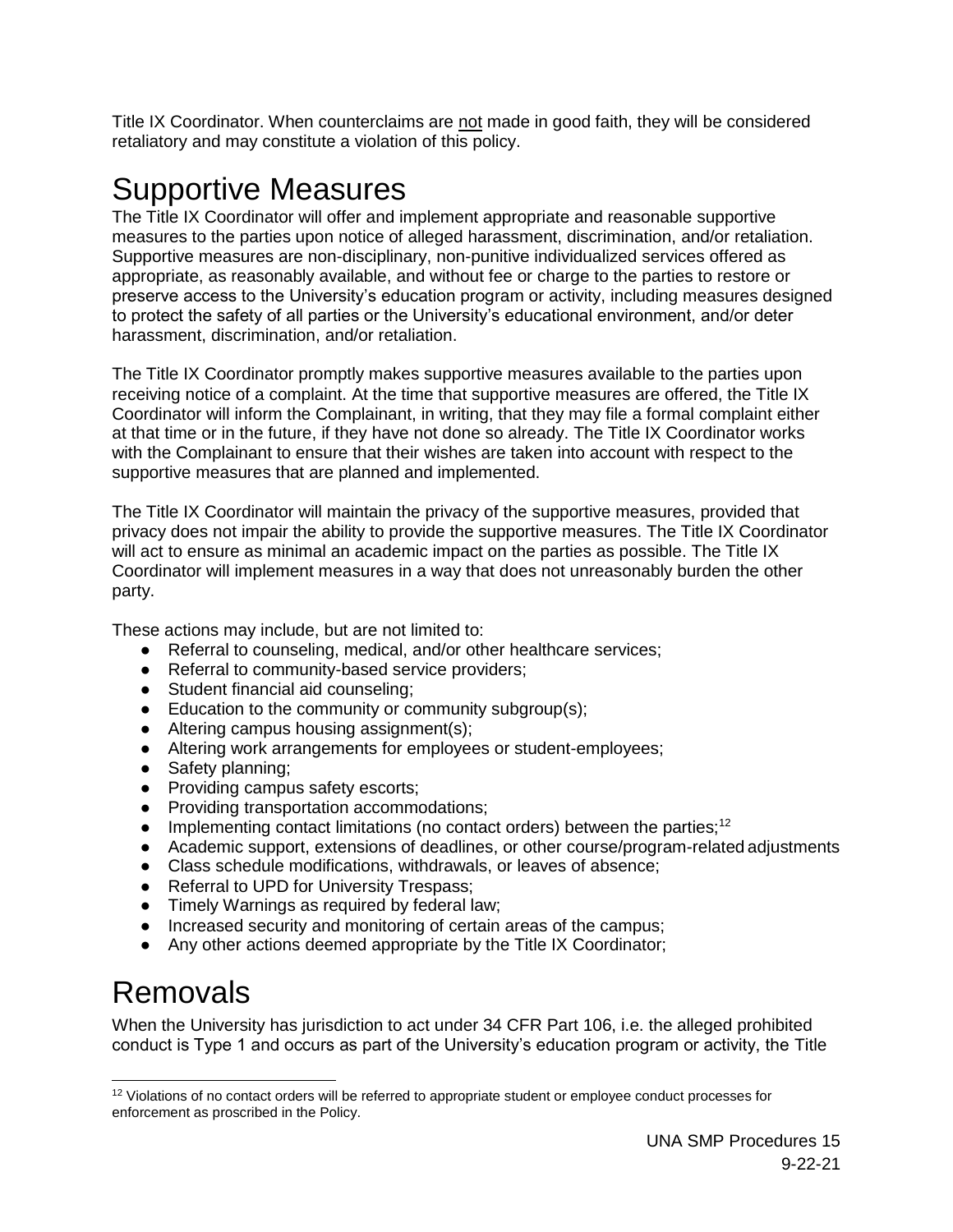Title IX Coordinator. When counterclaims are not made in good faith, they will be considered retaliatory and may constitute a violation of this policy.

# Supportive Measures

The Title IX Coordinator will offer and implement appropriate and reasonable supportive measures to the parties upon notice of alleged harassment, discrimination, and/or retaliation. Supportive measures are non-disciplinary, non-punitive individualized services offered as appropriate, as reasonably available, and without fee or charge to the parties to restore or preserve access to the University's education program or activity, including measures designed to protect the safety of all parties or the University's educational environment, and/or deter harassment, discrimination, and/or retaliation.

The Title IX Coordinator promptly makes supportive measures available to the parties upon receiving notice of a complaint. At the time that supportive measures are offered, the Title IX Coordinator will inform the Complainant, in writing, that they may file a formal complaint either at that time or in the future, if they have not done so already. The Title IX Coordinator works with the Complainant to ensure that their wishes are taken into account with respect to the supportive measures that are planned and implemented.

The Title IX Coordinator will maintain the privacy of the supportive measures, provided that privacy does not impair the ability to provide the supportive measures. The Title IX Coordinator will act to ensure as minimal an academic impact on the parties as possible. The Title IX Coordinator will implement measures in a way that does not unreasonably burden the other party.

These actions may include, but are not limited to:

- Referral to counseling, medical, and/or other healthcare services;
- Referral to community-based service providers;
- Student financial aid counseling;
- Education to the community or community subgroup(s);
- Altering campus housing assignment(s);
- Altering work arrangements for employees or student-employees;
- Safety planning;
- Providing campus safety escorts;
- Providing transportation accommodations;
- Implementing contact limitations (no contact orders) between the parties;[12]
- Academic support, extensions of deadlines, or other course/program-related adjustments
- Class schedule modifications, withdrawals, or leaves of absence;
- Referral to UPD for University Trespass;
- Timely Warnings as required by federal law;
- Increased security and monitoring of certain areas of the campus;
- Any other actions deemed appropriate by the Title IX Coordinator;

# Removals

When the University has jurisdiction to act under 34 CFR Part 106, i.e. the alleged prohibited conduct is Type 1 and occurs as part of the University's education program or activity, the Title

[12] Violations of no contact orders will be referred to appropriate student or employee conduct processes for enforcement as proscribed in the Policy.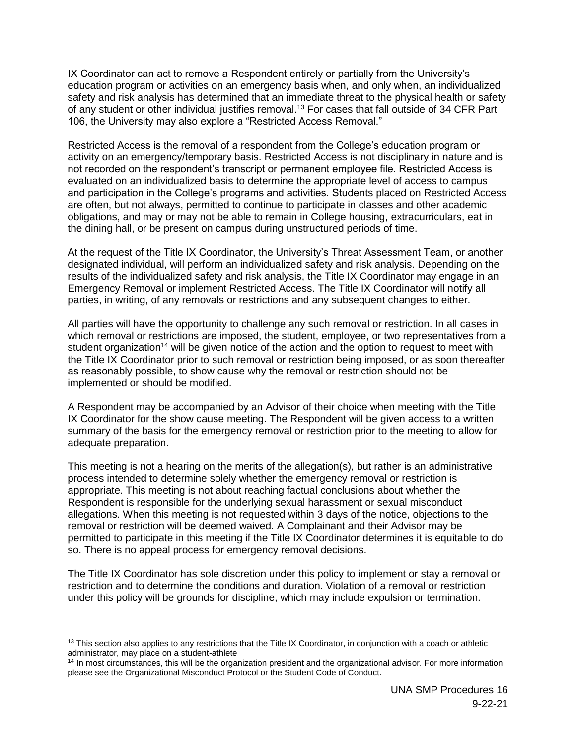IX Coordinator can act to remove a Respondent entirely or partially from the University's education program or activities on an emergency basis when, and only when, an individualized safety and risk analysis has determined that an immediate threat to the physical health or safety of any student or other individual justifies removal.[13] For cases that fall outside of 34 CFR Part 106, the University may also explore a "Restricted Access Removal."

Restricted Access is the removal of a respondent from the College's education program or activity on an emergency/temporary basis. Restricted Access is not disciplinary in nature and is not recorded on the respondent's transcript or permanent employee file. Restricted Access is evaluated on an individualized basis to determine the appropriate level of access to campus and participation in the College's programs and activities. Students placed on Restricted Access are often, but not always, permitted to continue to participate in classes and other academic obligations, and may or may not be able to remain in College housing, extracurriculars, eat in the dining hall, or be present on campus during unstructured periods of time.

At the request of the Title IX Coordinator, the University's Threat Assessment Team, or another designated individual, will perform an individualized safety and risk analysis. Depending on the results of the individualized safety and risk analysis, the Title IX Coordinator may engage in an Emergency Removal or implement Restricted Access. The Title IX Coordinator will notify all parties, in writing, of any removals or restrictions and any subsequent changes to either.

All parties will have the opportunity to challenge any such removal or restriction. In all cases in which removal or restrictions are imposed, the student, employee, or two representatives from a student organization[14] will be given notice of the action and the option to request to meet with the Title IX Coordinator prior to such removal or restriction being imposed, or as soon thereafter as reasonably possible, to show cause why the removal or restriction should not be implemented or should be modified.

A Respondent may be accompanied by an Advisor of their choice when meeting with the Title IX Coordinator for the show cause meeting. The Respondent will be given access to a written summary of the basis for the emergency removal or restriction prior to the meeting to allow for adequate preparation.

This meeting is not a hearing on the merits of the allegation(s), but rather is an administrative process intended to determine solely whether the emergency removal or restriction is appropriate. This meeting is not about reaching factual conclusions about whether the Respondent is responsible for the underlying sexual harassment or sexual misconduct allegations. When this meeting is not requested within 3 days of the notice, objections to the removal or restriction will be deemed waived. A Complainant and their Advisor may be permitted to participate in this meeting if the Title IX Coordinator determines it is equitable to do so. There is no appeal process for emergency removal decisions.

The Title IX Coordinator has sole discretion under this policy to implement or stay a removal or restriction and to determine the conditions and duration. Violation of a removal or restriction under this policy will be grounds for discipline, which may include expulsion or termination.

---

[13] This section also applies to any restrictions that the Title IX Coordinator, in conjunction with a coach or athletic administrator, may place on a student-athlete

[14] In most circumstances, this will be the organization president and the organizational advisor. For more information please see the Organizational Misconduct Protocol or the Student Code of Conduct.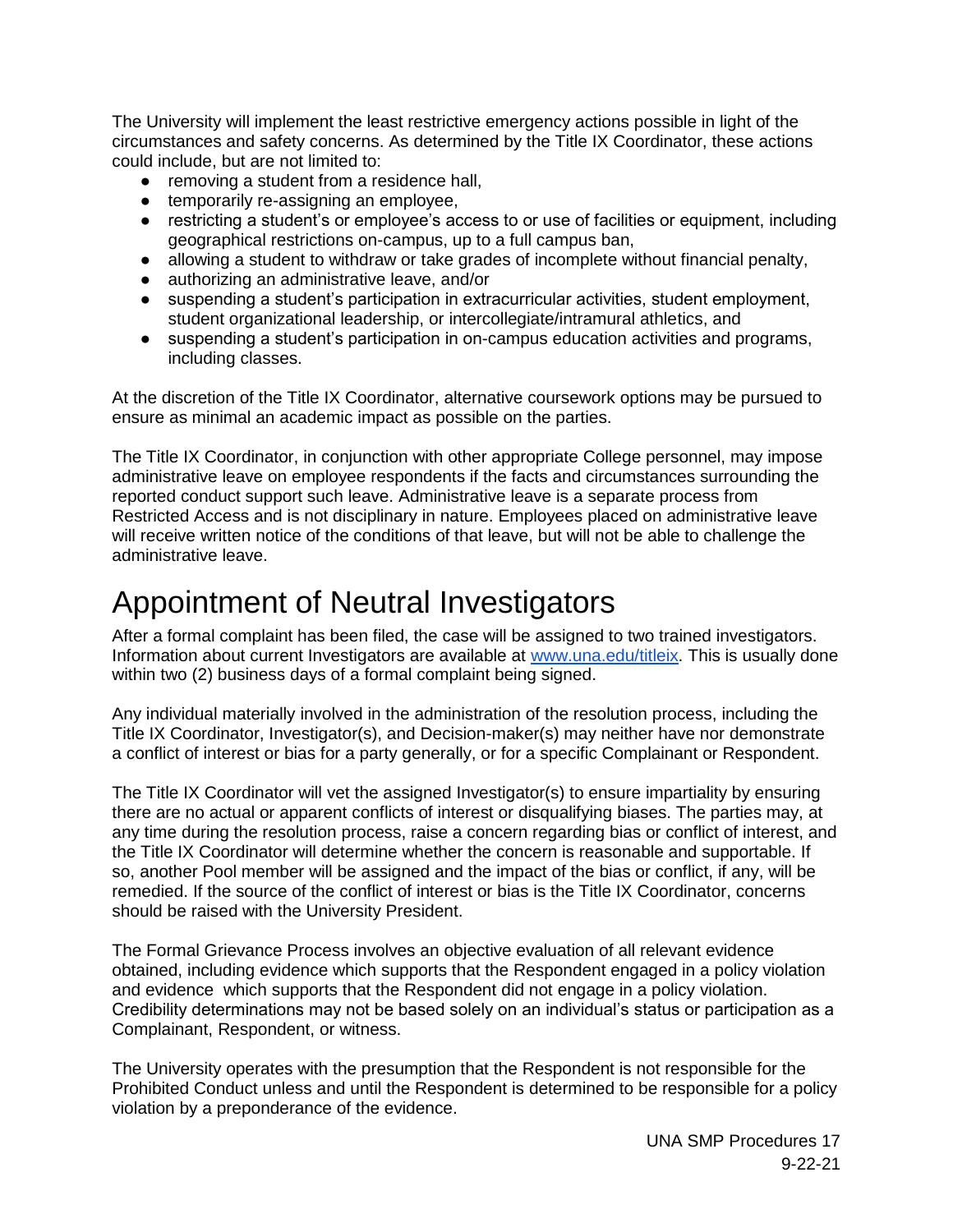The University will implement the least restrictive emergency actions possible in light of the circumstances and safety concerns. As determined by the Title IX Coordinator, these actions could include, but are not limited to:

- removing a student from a residence hall,
- temporarily re-assigning an employee,
- restricting a student's or employee's access to or use of facilities or equipment, including geographical restrictions on-campus, up to a full campus ban,
- allowing a student to withdraw or take grades of incomplete without financial penalty,
- authorizing an administrative leave, and/or
- suspending a student's participation in extracurricular activities, student employment, student organizational leadership, or intercollegiate/intramural athletics, and
- suspending a student's participation in on-campus education activities and programs, including classes.

At the discretion of the Title IX Coordinator, alternative coursework options may be pursued to ensure as minimal an academic impact as possible on the parties.

The Title IX Coordinator, in conjunction with other appropriate College personnel, may impose administrative leave on employee respondents if the facts and circumstances surrounding the reported conduct support such leave. Administrative leave is a separate process from Restricted Access and is not disciplinary in nature. Employees placed on administrative leave will receive written notice of the conditions of that leave, but will not be able to challenge the administrative leave.

# Appointment of Neutral Investigators

After a formal complaint has been filed, the case will be assigned to two trained investigators. Information about current Investigators are available at [www.una.edu/titleix](www.una.edu/titleix). This is usually done within two (2) business days of a formal complaint being signed.

Any individual materially involved in the administration of the resolution process, including the Title IX Coordinator, Investigator(s), and Decision-maker(s) may neither have nor demonstrate a conflict of interest or bias for a party generally, or for a specific Complainant or Respondent.

The Title IX Coordinator will vet the assigned Investigator(s) to ensure impartiality by ensuring there are no actual or apparent conflicts of interest or disqualifying biases. The parties may, at any time during the resolution process, raise a concern regarding bias or conflict of interest, and the Title IX Coordinator will determine whether the concern is reasonable and supportable. If so, another Pool member will be assigned and the impact of the bias or conflict, if any, will be remedied. If the source of the conflict of interest or bias is the Title IX Coordinator, concerns should be raised with the University President.

The Formal Grievance Process involves an objective evaluation of all relevant evidence obtained, including evidence which supports that the Respondent engaged in a policy violation and evidence which supports that the Respondent did not engage in a policy violation. Credibility determinations may not be based solely on an individual's status or participation as a Complainant, Respondent, or witness.

The University operates with the presumption that the Respondent is not responsible for the Prohibited Conduct unless and until the Respondent is determined to be responsible for a policy violation by a preponderance of the evidence.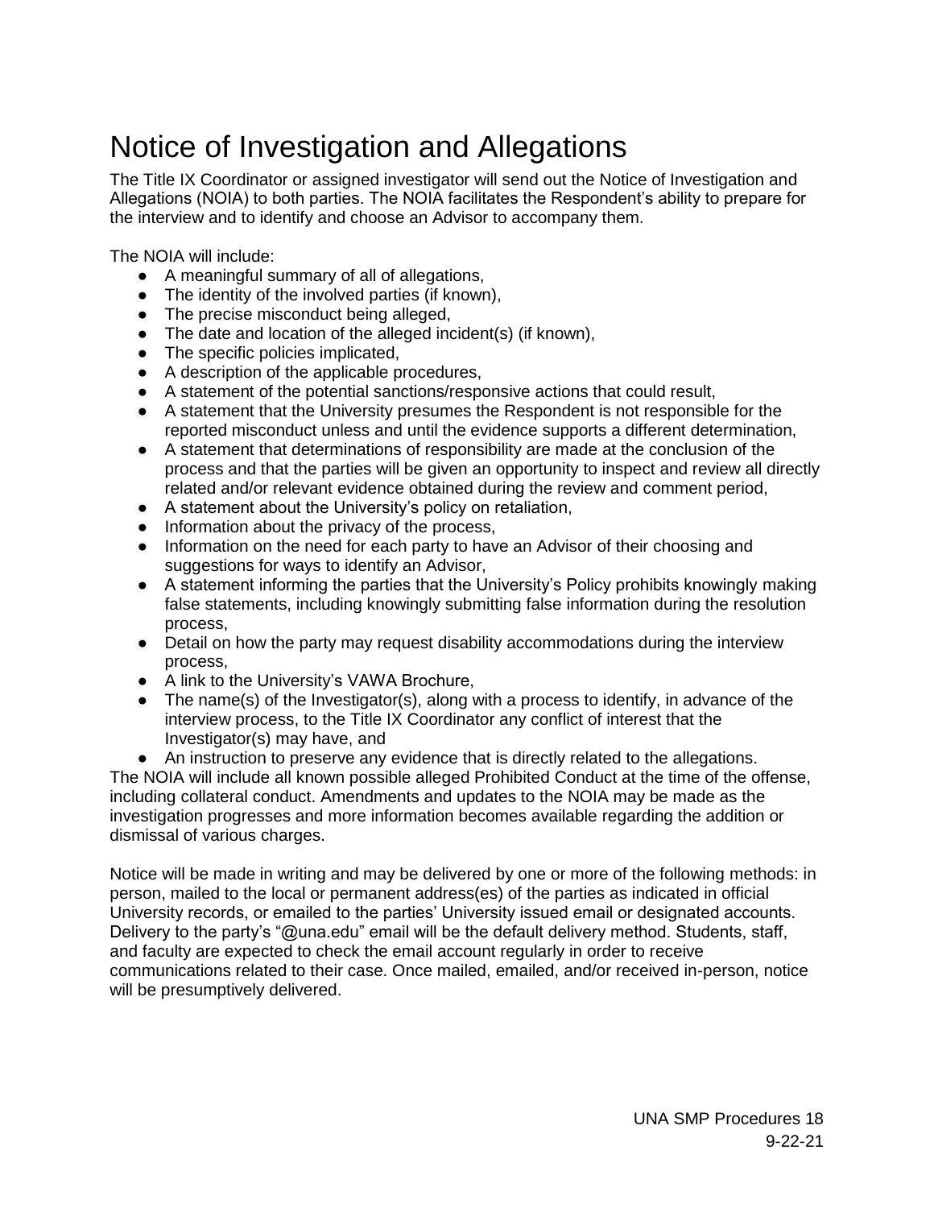# Notice of Investigation and Allegations

The Title IX Coordinator or assigned investigator will send out the Notice of Investigation and Allegations (NOIA) to both parties. The NOIA facilitates the Respondent's ability to prepare for the interview and to identify and choose an Advisor to accompany them.

The NOIA will include:

- A meaningful summary of all of allegations,
- The identity of the involved parties (if known),
- The precise misconduct being alleged,
- The date and location of the alleged incident(s) (if known),
- The specific policies implicated,
- A description of the applicable procedures,
- A statement of the potential sanctions/responsive actions that could result,
- A statement that the University presumes the Respondent is not responsible for the reported misconduct unless and until the evidence supports a different determination,
- A statement that determinations of responsibility are made at the conclusion of the process and that the parties will be given an opportunity to inspect and review all directly related and/or relevant evidence obtained during the review and comment period,
- A statement about the University's policy on retaliation,
- Information about the privacy of the process,
- Information on the need for each party to have an Advisor of their choosing and suggestions for ways to identify an Advisor,
- A statement informing the parties that the University's Policy prohibits knowingly making false statements, including knowingly submitting false information during the resolution process,
- Detail on how the party may request disability accommodations during the interview process,
- A link to the University's VAWA Brochure,
- The name(s) of the Investigator(s), along with a process to identify, in advance of the interview process, to the Title IX Coordinator any conflict of interest that the Investigator(s) may have, and
- An instruction to preserve any evidence that is directly related to the allegations.

The NOIA will include all known possible alleged Prohibited Conduct at the time of the offense, including collateral conduct. Amendments and updates to the NOIA may be made as the investigation progresses and more information becomes available regarding the addition or dismissal of various charges.

Notice will be made in writing and may be delivered by one or more of the following methods: in person, mailed to the local or permanent address(es) of the parties as indicated in official University records, or emailed to the parties' University issued email or designated accounts. Delivery to the party's "@una.edu" email will be the default delivery method. Students, staff, and faculty are expected to check the email account regularly in order to receive communications related to their case. Once mailed, emailed, and/or received in-person, notice will be presumptively delivered.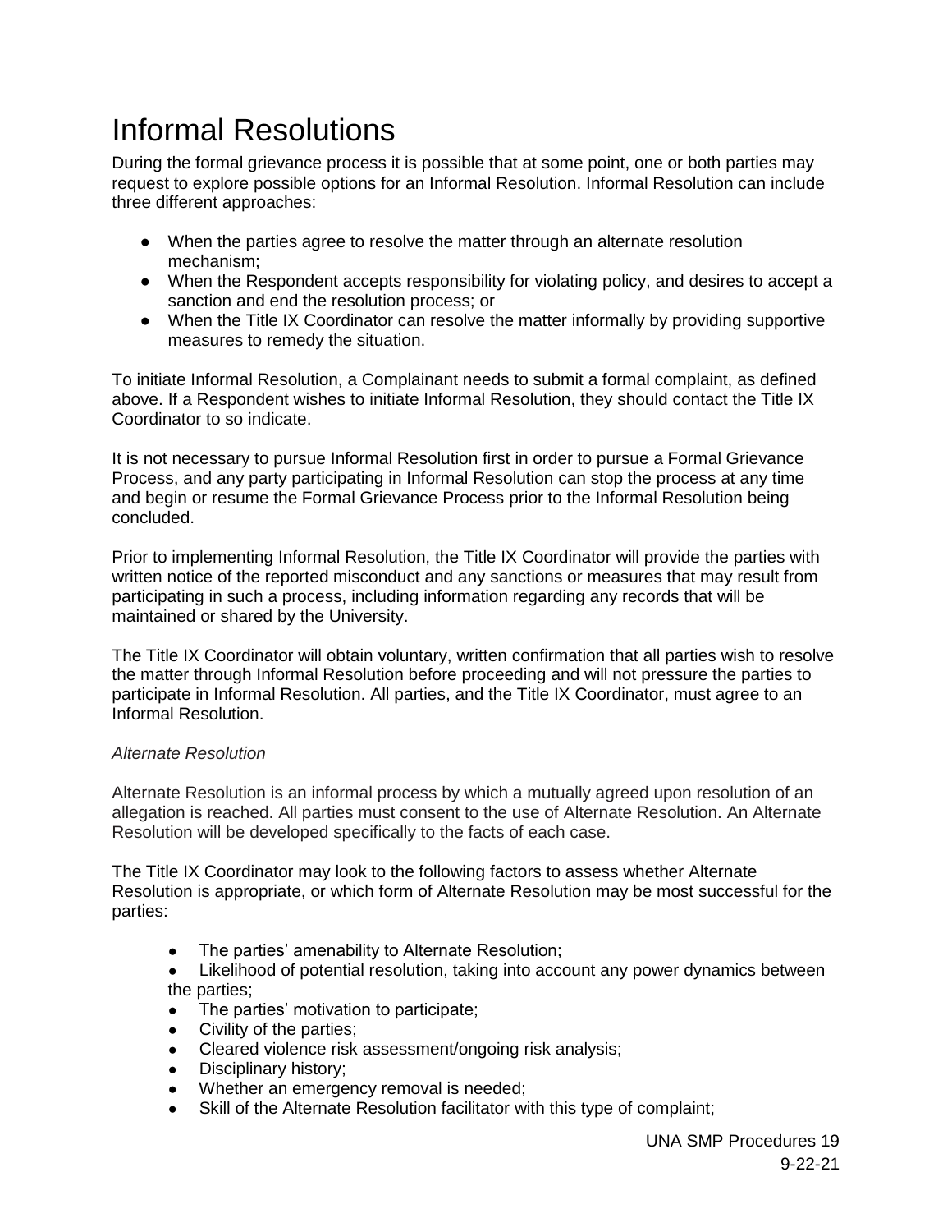# Informal Resolutions

During the formal grievance process it is possible that at some point, one or both parties may request to explore possible options for an Informal Resolution. Informal Resolution can include three different approaches:

- When the parties agree to resolve the matter through an alternate resolution mechanism;
- When the Respondent accepts responsibility for violating policy, and desires to accept a sanction and end the resolution process; or
- When the Title IX Coordinator can resolve the matter informally by providing supportive measures to remedy the situation.

To initiate Informal Resolution, a Complainant needs to submit a formal complaint, as defined above. If a Respondent wishes to initiate Informal Resolution, they should contact the Title IX Coordinator to so indicate.

It is not necessary to pursue Informal Resolution first in order to pursue a Formal Grievance Process, and any party participating in Informal Resolution can stop the process at any time and begin or resume the Formal Grievance Process prior to the Informal Resolution being concluded.

Prior to implementing Informal Resolution, the Title IX Coordinator will provide the parties with written notice of the reported misconduct and any sanctions or measures that may result from participating in such a process, including information regarding any records that will be maintained or shared by the University.

The Title IX Coordinator will obtain voluntary, written confirmation that all parties wish to resolve the matter through Informal Resolution before proceeding and will not pressure the parties to participate in Informal Resolution. All parties, and the Title IX Coordinator, must agree to an Informal Resolution.

*Alternate Resolution*

Alternate Resolution is an informal process by which a mutually agreed upon resolution of an allegation is reached. All parties must consent to the use of Alternate Resolution. An Alternate Resolution will be developed specifically to the facts of each case.

The Title IX Coordinator may look to the following factors to assess whether Alternate Resolution is appropriate, or which form of Alternate Resolution may be most successful for the parties:

- The parties' amenability to Alternate Resolution;
- Likelihood of potential resolution, taking into account any power dynamics between the parties;
- The parties' motivation to participate;
- Civility of the parties;
- Cleared violence risk assessment/ongoing risk analysis;
- Disciplinary history;
- Whether an emergency removal is needed;
- Skill of the Alternate Resolution facilitator with this type of complaint;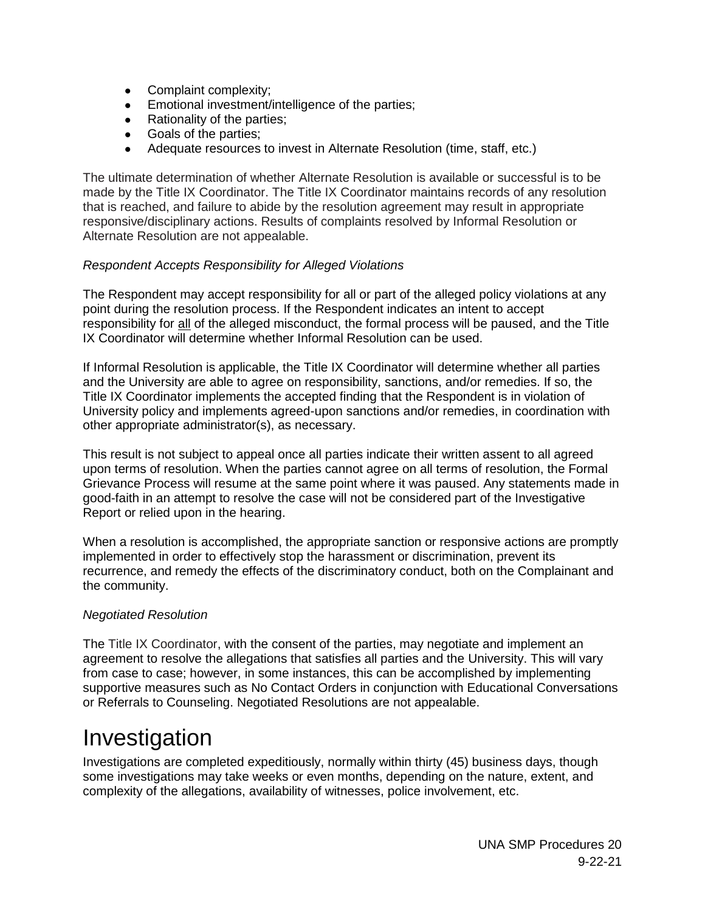- Complaint complexity;
- Emotional investment/intelligence of the parties;
- Rationality of the parties;
- Goals of the parties;
- Adequate resources to invest in Alternate Resolution (time, staff, etc.)

The ultimate determination of whether Alternate Resolution is available or successful is to be made by the Title IX Coordinator. The Title IX Coordinator maintains records of any resolution that is reached, and failure to abide by the resolution agreement may result in appropriate responsive/disciplinary actions. Results of complaints resolved by Informal Resolution or Alternate Resolution are not appealable.

*Respondent Accepts Responsibility for Alleged Violations*

The Respondent may accept responsibility for all or part of the alleged policy violations at any point during the resolution process. If the Respondent indicates an intent to accept responsibility for <u>all</u> of the alleged misconduct, the formal process will be paused, and the Title IX Coordinator will determine whether Informal Resolution can be used.

If Informal Resolution is applicable, the Title IX Coordinator will determine whether all parties and the University are able to agree on responsibility, sanctions, and/or remedies. If so, the Title IX Coordinator implements the accepted finding that the Respondent is in violation of University policy and implements agreed-upon sanctions and/or remedies, in coordination with other appropriate administrator(s), as necessary.

This result is not subject to appeal once all parties indicate their written assent to all agreed upon terms of resolution. When the parties cannot agree on all terms of resolution, the Formal Grievance Process will resume at the same point where it was paused. Any statements made in good-faith in an attempt to resolve the case will not be considered part of the Investigative Report or relied upon in the hearing.

When a resolution is accomplished, the appropriate sanction or responsive actions are promptly implemented in order to effectively stop the harassment or discrimination, prevent its recurrence, and remedy the effects of the discriminatory conduct, both on the Complainant and the community.

*Negotiated Resolution*

The Title IX Coordinator, with the consent of the parties, may negotiate and implement an agreement to resolve the allegations that satisfies all parties and the University. This will vary from case to case; however, in some instances, this can be accomplished by implementing supportive measures such as No Contact Orders in conjunction with Educational Conversations or Referrals to Counseling. Negotiated Resolutions are not appealable.

# Investigation

Investigations are completed expeditiously, normally within thirty (45) business days, though some investigations may take weeks or even months, depending on the nature, extent, and complexity of the allegations, availability of witnesses, police involvement, etc.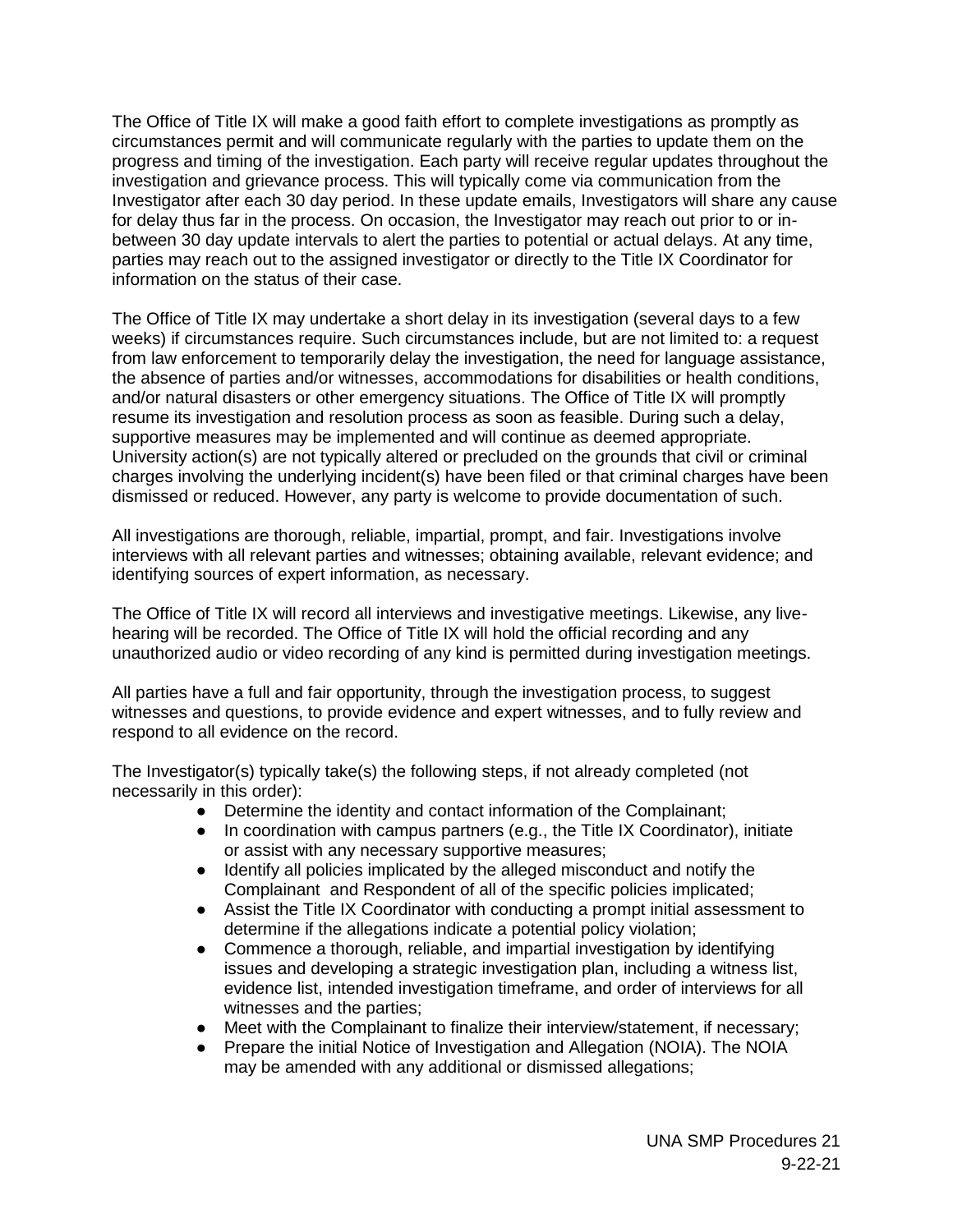The Office of Title IX will make a good faith effort to complete investigations as promptly as circumstances permit and will communicate regularly with the parties to update them on the progress and timing of the investigation. Each party will receive regular updates throughout the investigation and grievance process. This will typically come via communication from the Investigator after each 30 day period. In these update emails, Investigators will share any cause for delay thus far in the process. On occasion, the Investigator may reach out prior to or in-between 30 day update intervals to alert the parties to potential or actual delays. At any time, parties may reach out to the assigned investigator or directly to the Title IX Coordinator for information on the status of their case.

The Office of Title IX may undertake a short delay in its investigation (several days to a few weeks) if circumstances require. Such circumstances include, but are not limited to: a request from law enforcement to temporarily delay the investigation, the need for language assistance, the absence of parties and/or witnesses, accommodations for disabilities or health conditions, and/or natural disasters or other emergency situations. The Office of Title IX will promptly resume its investigation and resolution process as soon as feasible. During such a delay, supportive measures may be implemented and will continue as deemed appropriate. University action(s) are not typically altered or precluded on the grounds that civil or criminal charges involving the underlying incident(s) have been filed or that criminal charges have been dismissed or reduced. However, any party is welcome to provide documentation of such.

All investigations are thorough, reliable, impartial, prompt, and fair. Investigations involve interviews with all relevant parties and witnesses; obtaining available, relevant evidence; and identifying sources of expert information, as necessary.

The Office of Title IX will record all interviews and investigative meetings. Likewise, any live-hearing will be recorded. The Office of Title IX will hold the official recording and any unauthorized audio or video recording of any kind is permitted during investigation meetings.

All parties have a full and fair opportunity, through the investigation process, to suggest witnesses and questions, to provide evidence and expert witnesses, and to fully review and respond to all evidence on the record.

The Investigator(s) typically take(s) the following steps, if not already completed (not necessarily in this order):

- Determine the identity and contact information of the Complainant;
- In coordination with campus partners (e.g., the Title IX Coordinator), initiate or assist with any necessary supportive measures;
- Identify all policies implicated by the alleged misconduct and notify the Complainant and Respondent of all of the specific policies implicated;
- Assist the Title IX Coordinator with conducting a prompt initial assessment to determine if the allegations indicate a potential policy violation;
- Commence a thorough, reliable, and impartial investigation by identifying issues and developing a strategic investigation plan, including a witness list, evidence list, intended investigation timeframe, and order of interviews for all witnesses and the parties;
- Meet with the Complainant to finalize their interview/statement, if necessary;
- Prepare the initial Notice of Investigation and Allegation (NOIA). The NOIA may be amended with any additional or dismissed allegations;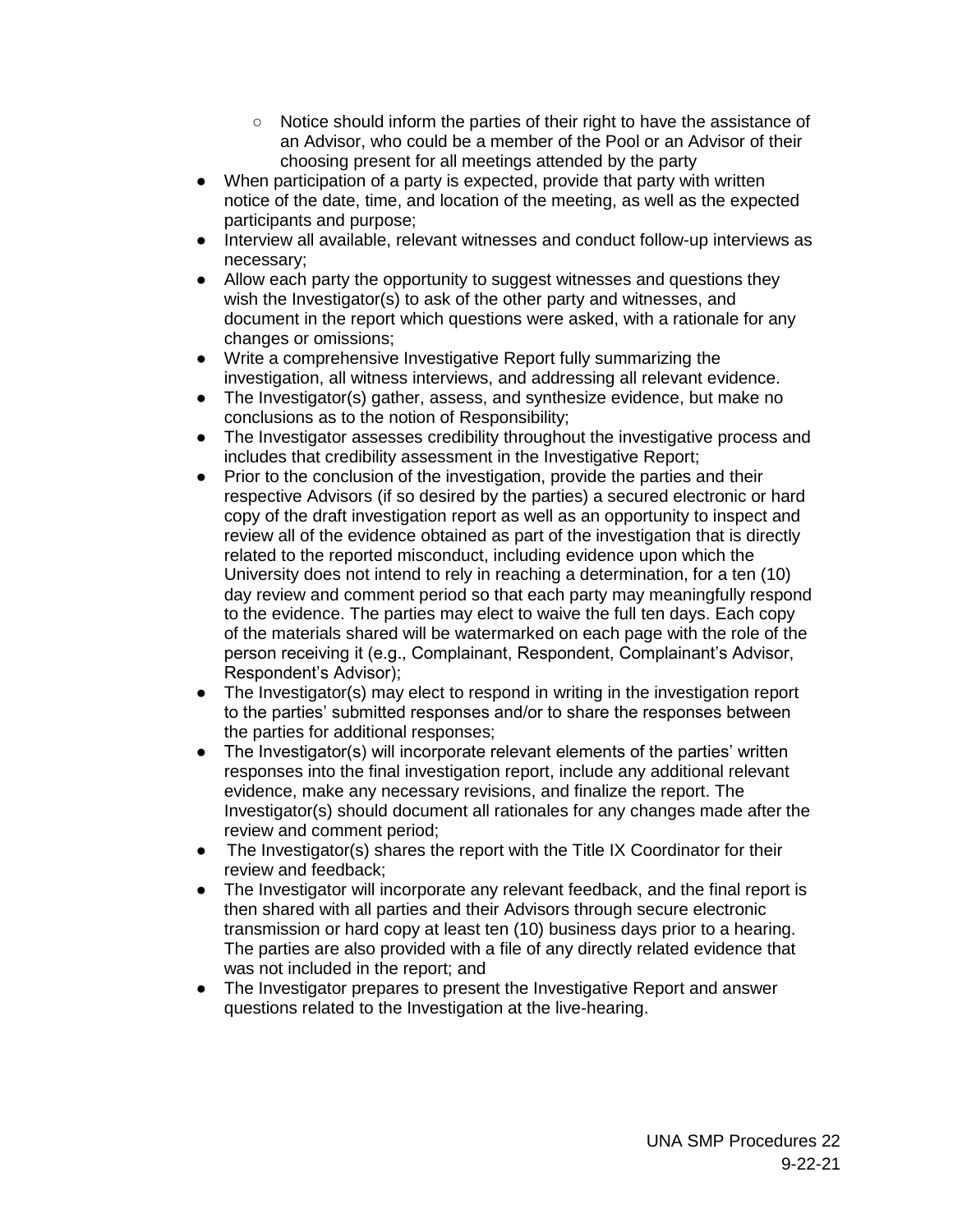- Notice should inform the parties of their right to have the assistance of an Advisor, who could be a member of the Pool or an Advisor of their choosing present for all meetings attended by the party
- When participation of a party is expected, provide that party with written notice of the date, time, and location of the meeting, as well as the expected participants and purpose;
- Interview all available, relevant witnesses and conduct follow-up interviews as necessary;
- Allow each party the opportunity to suggest witnesses and questions they wish the Investigator(s) to ask of the other party and witnesses, and document in the report which questions were asked, with a rationale for any changes or omissions;
- Write a comprehensive Investigative Report fully summarizing the investigation, all witness interviews, and addressing all relevant evidence.
- The Investigator(s) gather, assess, and synthesize evidence, but make no conclusions as to the notion of Responsibility;
- The Investigator assesses credibility throughout the investigative process and includes that credibility assessment in the Investigative Report;
- Prior to the conclusion of the investigation, provide the parties and their respective Advisors (if so desired by the parties) a secured electronic or hard copy of the draft investigation report as well as an opportunity to inspect and review all of the evidence obtained as part of the investigation that is directly related to the reported misconduct, including evidence upon which the University does not intend to rely in reaching a determination, for a ten (10) day review and comment period so that each party may meaningfully respond to the evidence. The parties may elect to waive the full ten days. Each copy of the materials shared will be watermarked on each page with the role of the person receiving it (e.g., Complainant, Respondent, Complainant's Advisor, Respondent's Advisor);
- The Investigator(s) may elect to respond in writing in the investigation report to the parties' submitted responses and/or to share the responses between the parties for additional responses;
- The Investigator(s) will incorporate relevant elements of the parties' written responses into the final investigation report, include any additional relevant evidence, make any necessary revisions, and finalize the report. The Investigator(s) should document all rationales for any changes made after the review and comment period;
- The Investigator(s) shares the report with the Title IX Coordinator for their review and feedback;
- The Investigator will incorporate any relevant feedback, and the final report is then shared with all parties and their Advisors through secure electronic transmission or hard copy at least ten (10) business days prior to a hearing. The parties are also provided with a file of any directly related evidence that was not included in the report; and
- The Investigator prepares to present the Investigative Report and answer questions related to the Investigation at the live-hearing.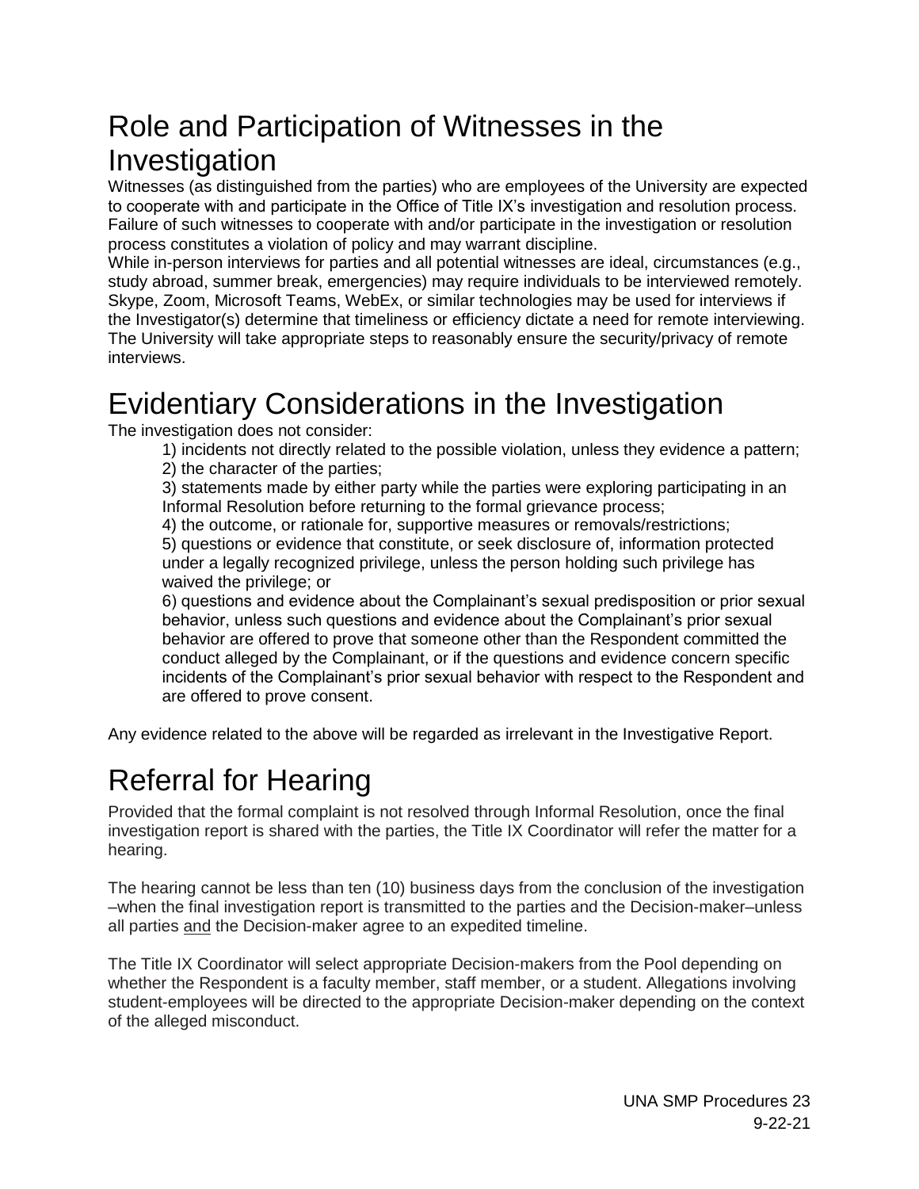# Role and Participation of Witnesses in the Investigation

Witnesses (as distinguished from the parties) who are employees of the University are expected to cooperate with and participate in the Office of Title IX's investigation and resolution process. Failure of such witnesses to cooperate with and/or participate in the investigation or resolution process constitutes a violation of policy and may warrant discipline.

While in-person interviews for parties and all potential witnesses are ideal, circumstances (e.g., study abroad, summer break, emergencies) may require individuals to be interviewed remotely. Skype, Zoom, Microsoft Teams, WebEx, or similar technologies may be used for interviews if the Investigator(s) determine that timeliness or efficiency dictate a need for remote interviewing. The University will take appropriate steps to reasonably ensure the security/privacy of remote interviews.

# Evidentiary Considerations in the Investigation

The investigation does not consider:

1) incidents not directly related to the possible violation, unless they evidence a pattern;
2) the character of the parties;
3) statements made by either party while the parties were exploring participating in an Informal Resolution before returning to the formal grievance process;
4) the outcome, or rationale for, supportive measures or removals/restrictions;
5) questions or evidence that constitute, or seek disclosure of, information protected under a legally recognized privilege, unless the person holding such privilege has waived the privilege; or
6) questions and evidence about the Complainant's sexual predisposition or prior sexual behavior, unless such questions and evidence about the Complainant's prior sexual behavior are offered to prove that someone other than the Respondent committed the conduct alleged by the Complainant, or if the questions and evidence concern specific incidents of the Complainant's prior sexual behavior with respect to the Respondent and are offered to prove consent.

Any evidence related to the above will be regarded as irrelevant in the Investigative Report.

# Referral for Hearing

Provided that the formal complaint is not resolved through Informal Resolution, once the final investigation report is shared with the parties, the Title IX Coordinator will refer the matter for a hearing.

The hearing cannot be less than ten (10) business days from the conclusion of the investigation –when the final investigation report is transmitted to the parties and the Decision-maker–unless all parties <u>and</u> the Decision-maker agree to an expedited timeline.

The Title IX Coordinator will select appropriate Decision-makers from the Pool depending on whether the Respondent is a faculty member, staff member, or a student. Allegations involving student-employees will be directed to the appropriate Decision-maker depending on the context of the alleged misconduct.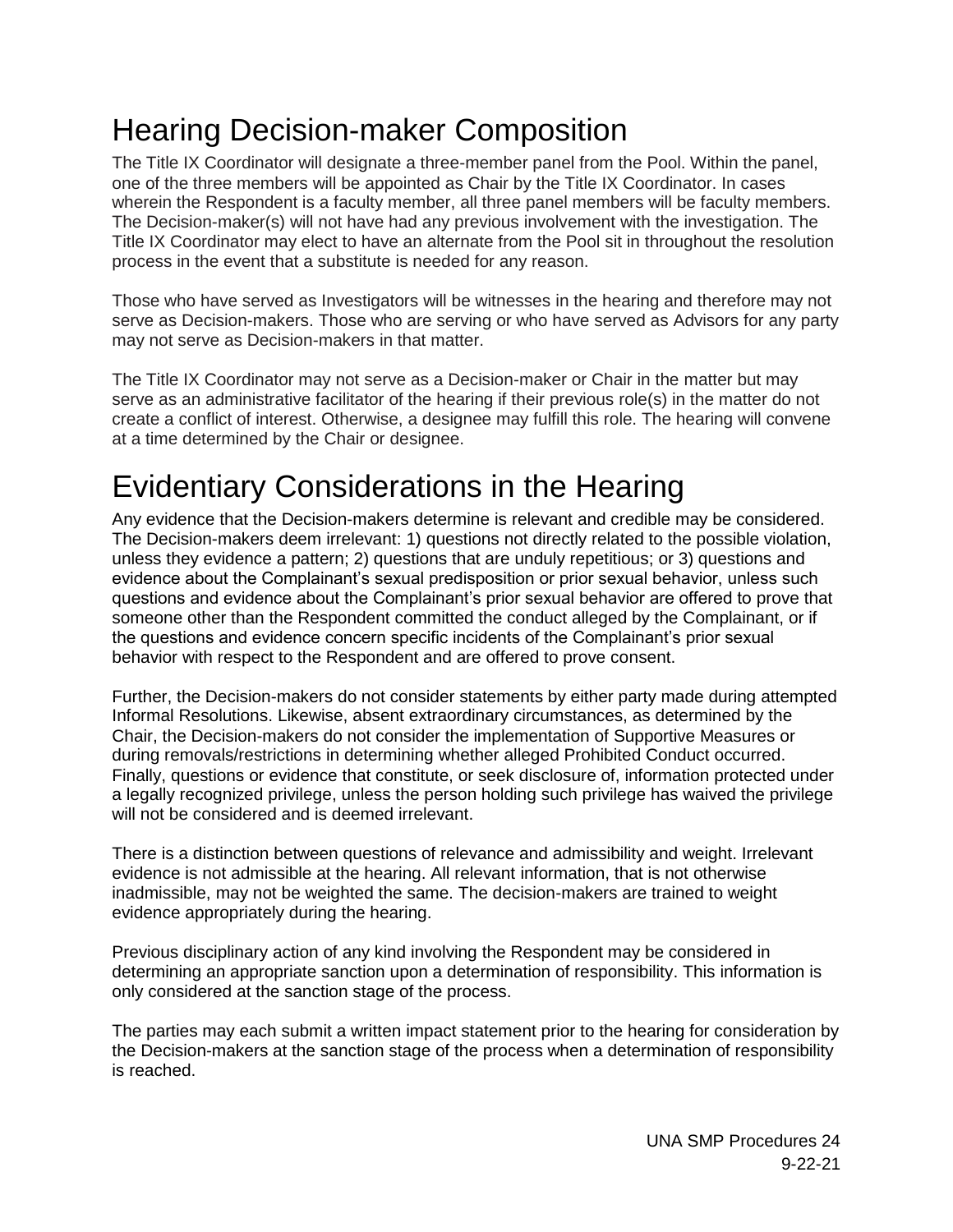# Hearing Decision-maker Composition

The Title IX Coordinator will designate a three-member panel from the Pool. Within the panel, one of the three members will be appointed as Chair by the Title IX Coordinator. In cases wherein the Respondent is a faculty member, all three panel members will be faculty members. The Decision-maker(s) will not have had any previous involvement with the investigation. The Title IX Coordinator may elect to have an alternate from the Pool sit in throughout the resolution process in the event that a substitute is needed for any reason.

Those who have served as Investigators will be witnesses in the hearing and therefore may not serve as Decision-makers. Those who are serving or who have served as Advisors for any party may not serve as Decision-makers in that matter.

The Title IX Coordinator may not serve as a Decision-maker or Chair in the matter but may serve as an administrative facilitator of the hearing if their previous role(s) in the matter do not create a conflict of interest. Otherwise, a designee may fulfill this role. The hearing will convene at a time determined by the Chair or designee.

# Evidentiary Considerations in the Hearing

Any evidence that the Decision-makers determine is relevant and credible may be considered. The Decision-makers deem irrelevant: 1) questions not directly related to the possible violation, unless they evidence a pattern; 2) questions that are unduly repetitious; or 3) questions and evidence about the Complainant's sexual predisposition or prior sexual behavior, unless such questions and evidence about the Complainant's prior sexual behavior are offered to prove that someone other than the Respondent committed the conduct alleged by the Complainant, or if the questions and evidence concern specific incidents of the Complainant's prior sexual behavior with respect to the Respondent and are offered to prove consent.

Further, the Decision-makers do not consider statements by either party made during attempted Informal Resolutions. Likewise, absent extraordinary circumstances, as determined by the Chair, the Decision-makers do not consider the implementation of Supportive Measures or during removals/restrictions in determining whether alleged Prohibited Conduct occurred. Finally, questions or evidence that constitute, or seek disclosure of, information protected under a legally recognized privilege, unless the person holding such privilege has waived the privilege will not be considered and is deemed irrelevant.

There is a distinction between questions of relevance and admissibility and weight. Irrelevant evidence is not admissible at the hearing. All relevant information, that is not otherwise inadmissible, may not be weighted the same. The decision-makers are trained to weight evidence appropriately during the hearing.

Previous disciplinary action of any kind involving the Respondent may be considered in determining an appropriate sanction upon a determination of responsibility. This information is only considered at the sanction stage of the process.

The parties may each submit a written impact statement prior to the hearing for consideration by the Decision-makers at the sanction stage of the process when a determination of responsibility is reached.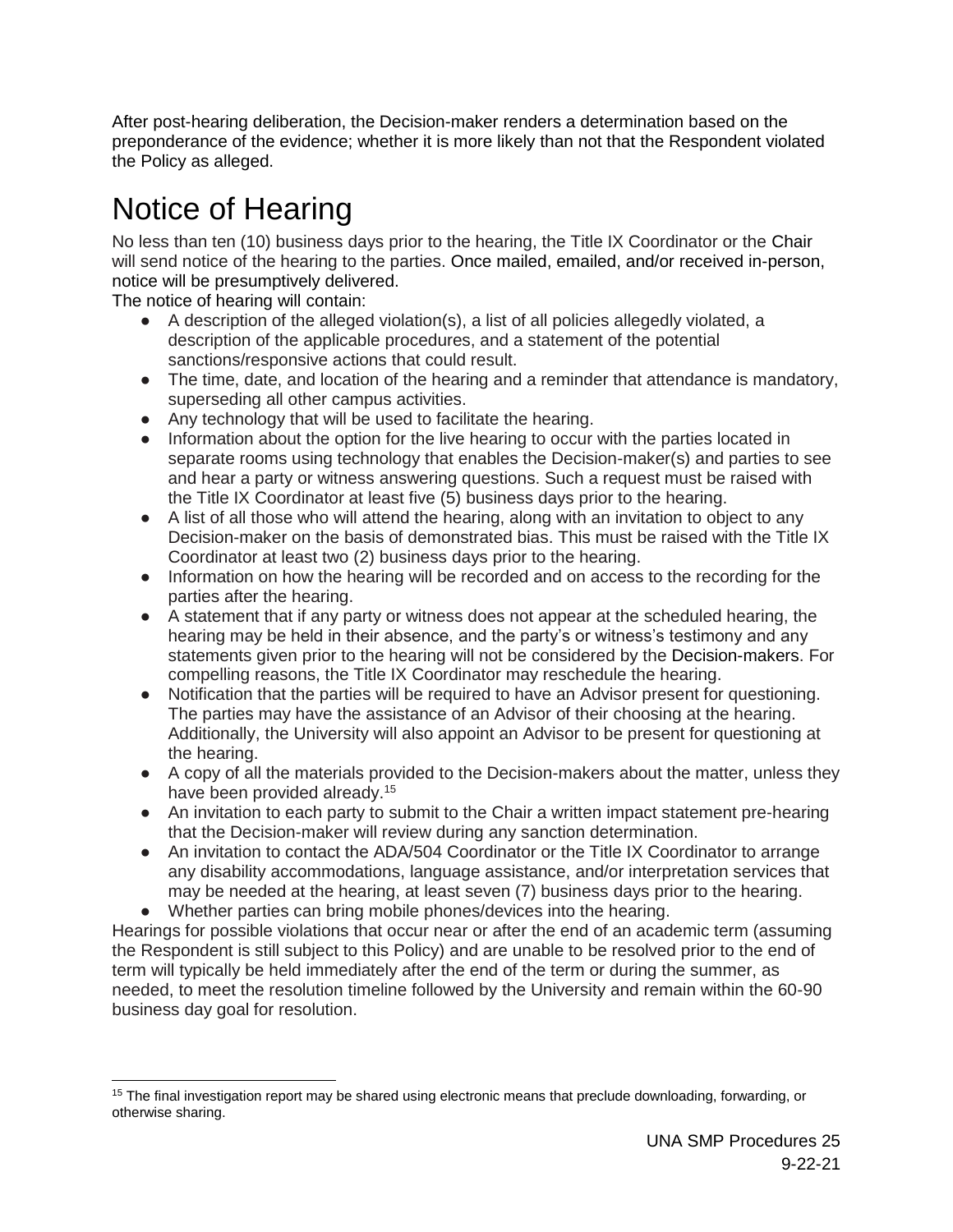After post-hearing deliberation, the Decision-maker renders a determination based on the preponderance of the evidence; whether it is more likely than not that the Respondent violated the Policy as alleged.

# Notice of Hearing

No less than ten (10) business days prior to the hearing, the Title IX Coordinator or the Chair will send notice of the hearing to the parties. Once mailed, emailed, and/or received in-person, notice will be presumptively delivered.

The notice of hearing will contain:

- A description of the alleged violation(s), a list of all policies allegedly violated, a description of the applicable procedures, and a statement of the potential sanctions/responsive actions that could result.
- The time, date, and location of the hearing and a reminder that attendance is mandatory, superseding all other campus activities.
- Any technology that will be used to facilitate the hearing.
- Information about the option for the live hearing to occur with the parties located in separate rooms using technology that enables the Decision-maker(s) and parties to see and hear a party or witness answering questions. Such a request must be raised with the Title IX Coordinator at least five (5) business days prior to the hearing.
- A list of all those who will attend the hearing, along with an invitation to object to any Decision-maker on the basis of demonstrated bias. This must be raised with the Title IX Coordinator at least two (2) business days prior to the hearing.
- Information on how the hearing will be recorded and on access to the recording for the parties after the hearing.
- A statement that if any party or witness does not appear at the scheduled hearing, the hearing may be held in their absence, and the party's or witness's testimony and any statements given prior to the hearing will not be considered by the Decision-makers. For compelling reasons, the Title IX Coordinator may reschedule the hearing.
- Notification that the parties will be required to have an Advisor present for questioning. The parties may have the assistance of an Advisor of their choosing at the hearing. Additionally, the University will also appoint an Advisor to be present for questioning at the hearing.
- A copy of all the materials provided to the Decision-makers about the matter, unless they have been provided already.[15]
- An invitation to each party to submit to the Chair a written impact statement pre-hearing that the Decision-maker will review during any sanction determination.
- An invitation to contact the ADA/504 Coordinator or the Title IX Coordinator to arrange any disability accommodations, language assistance, and/or interpretation services that may be needed at the hearing, at least seven (7) business days prior to the hearing.
- Whether parties can bring mobile phones/devices into the hearing.

Hearings for possible violations that occur near or after the end of an academic term (assuming the Respondent is still subject to this Policy) and are unable to be resolved prior to the end of term will typically be held immediately after the end of the term or during the summer, as needed, to meet the resolution timeline followed by the University and remain within the 60-90 business day goal for resolution.

[15] The final investigation report may be shared using electronic means that preclude downloading, forwarding, or otherwise sharing.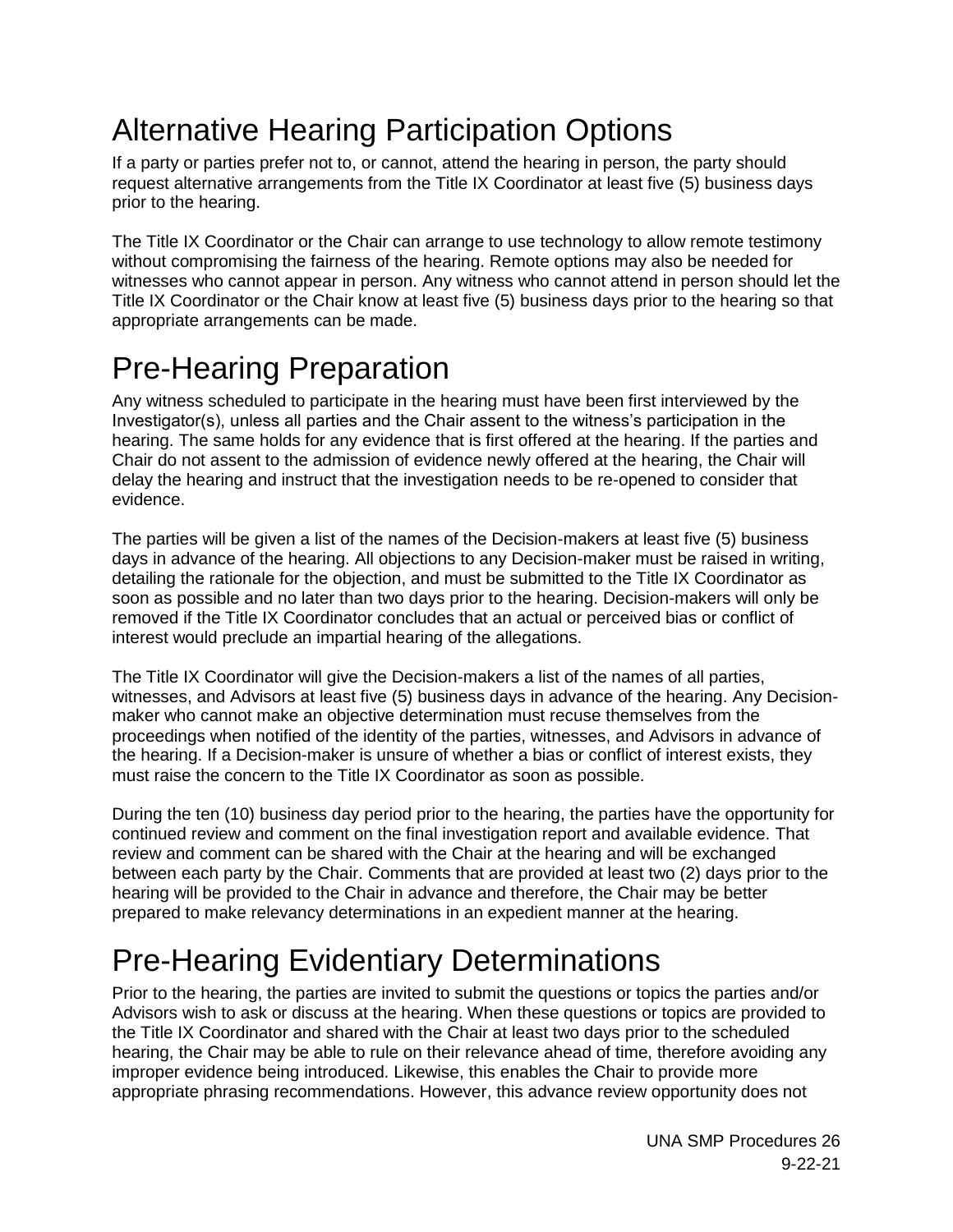# Alternative Hearing Participation Options

If a party or parties prefer not to, or cannot, attend the hearing in person, the party should request alternative arrangements from the Title IX Coordinator at least five (5) business days prior to the hearing.

The Title IX Coordinator or the Chair can arrange to use technology to allow remote testimony without compromising the fairness of the hearing. Remote options may also be needed for witnesses who cannot appear in person. Any witness who cannot attend in person should let the Title IX Coordinator or the Chair know at least five (5) business days prior to the hearing so that appropriate arrangements can be made.

# Pre-Hearing Preparation

Any witness scheduled to participate in the hearing must have been first interviewed by the Investigator(s), unless all parties and the Chair assent to the witness's participation in the hearing. The same holds for any evidence that is first offered at the hearing. If the parties and Chair do not assent to the admission of evidence newly offered at the hearing, the Chair will delay the hearing and instruct that the investigation needs to be re-opened to consider that evidence.

The parties will be given a list of the names of the Decision-makers at least five (5) business days in advance of the hearing. All objections to any Decision-maker must be raised in writing, detailing the rationale for the objection, and must be submitted to the Title IX Coordinator as soon as possible and no later than two days prior to the hearing. Decision-makers will only be removed if the Title IX Coordinator concludes that an actual or perceived bias or conflict of interest would preclude an impartial hearing of the allegations.

The Title IX Coordinator will give the Decision-makers a list of the names of all parties, witnesses, and Advisors at least five (5) business days in advance of the hearing. Any Decision-maker who cannot make an objective determination must recuse themselves from the proceedings when notified of the identity of the parties, witnesses, and Advisors in advance of the hearing. If a Decision-maker is unsure of whether a bias or conflict of interest exists, they must raise the concern to the Title IX Coordinator as soon as possible.

During the ten (10) business day period prior to the hearing, the parties have the opportunity for continued review and comment on the final investigation report and available evidence. That review and comment can be shared with the Chair at the hearing and will be exchanged between each party by the Chair. Comments that are provided at least two (2) days prior to the hearing will be provided to the Chair in advance and therefore, the Chair may be better prepared to make relevancy determinations in an expedient manner at the hearing.

# Pre-Hearing Evidentiary Determinations

Prior to the hearing, the parties are invited to submit the questions or topics the parties and/or Advisors wish to ask or discuss at the hearing. When these questions or topics are provided to the Title IX Coordinator and shared with the Chair at least two days prior to the scheduled hearing, the Chair may be able to rule on their relevance ahead of time, therefore avoiding any improper evidence being introduced. Likewise, this enables the Chair to provide more appropriate phrasing recommendations. However, this advance review opportunity does not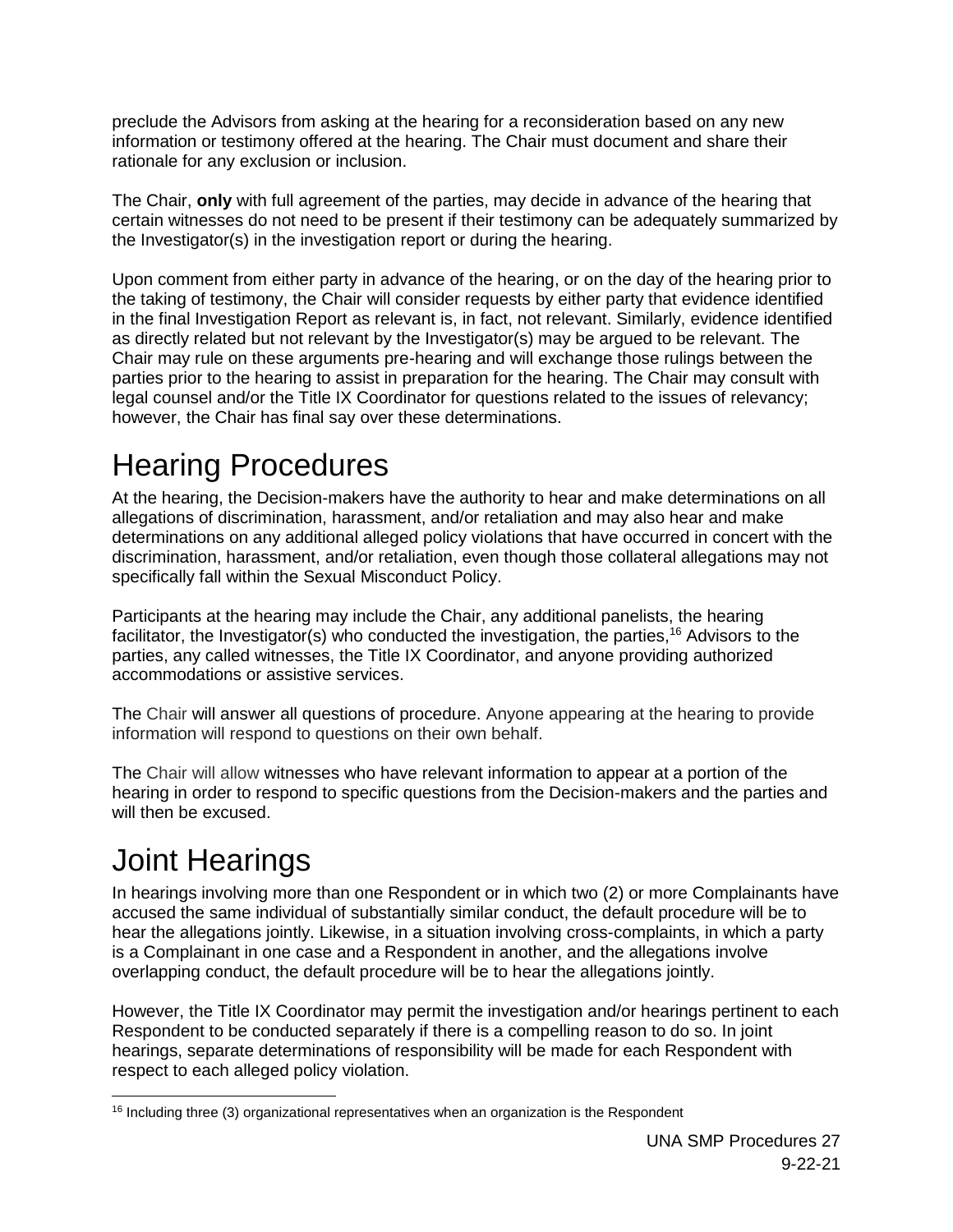preclude the Advisors from asking at the hearing for a reconsideration based on any new information or testimony offered at the hearing. The Chair must document and share their rationale for any exclusion or inclusion.

The Chair, **only** with full agreement of the parties, may decide in advance of the hearing that certain witnesses do not need to be present if their testimony can be adequately summarized by the Investigator(s) in the investigation report or during the hearing.

Upon comment from either party in advance of the hearing, or on the day of the hearing prior to the taking of testimony, the Chair will consider requests by either party that evidence identified in the final Investigation Report as relevant is, in fact, not relevant. Similarly, evidence identified as directly related but not relevant by the Investigator(s) may be argued to be relevant. The Chair may rule on these arguments pre-hearing and will exchange those rulings between the parties prior to the hearing to assist in preparation for the hearing. The Chair may consult with legal counsel and/or the Title IX Coordinator for questions related to the issues of relevancy; however, the Chair has final say over these determinations.

# Hearing Procedures

At the hearing, the Decision-makers have the authority to hear and make determinations on all allegations of discrimination, harassment, and/or retaliation and may also hear and make determinations on any additional alleged policy violations that have occurred in concert with the discrimination, harassment, and/or retaliation, even though those collateral allegations may not specifically fall within the Sexual Misconduct Policy.

Participants at the hearing may include the Chair, any additional panelists, the hearing facilitator, the Investigator(s) who conducted the investigation, the parties,[16] Advisors to the parties, any called witnesses, the Title IX Coordinator, and anyone providing authorized accommodations or assistive services.

The Chair will answer all questions of procedure. Anyone appearing at the hearing to provide information will respond to questions on their own behalf.

The Chair will allow witnesses who have relevant information to appear at a portion of the hearing in order to respond to specific questions from the Decision-makers and the parties and will then be excused.

# Joint Hearings

In hearings involving more than one Respondent or in which two (2) or more Complainants have accused the same individual of substantially similar conduct, the default procedure will be to hear the allegations jointly. Likewise, in a situation involving cross-complaints, in which a party is a Complainant in one case and a Respondent in another, and the allegations involve overlapping conduct, the default procedure will be to hear the allegations jointly.

However, the Title IX Coordinator may permit the investigation and/or hearings pertinent to each Respondent to be conducted separately if there is a compelling reason to do so. In joint hearings, separate determinations of responsibility will be made for each Respondent with respect to each alleged policy violation.

[16] Including three (3) organizational representatives when an organization is the Respondent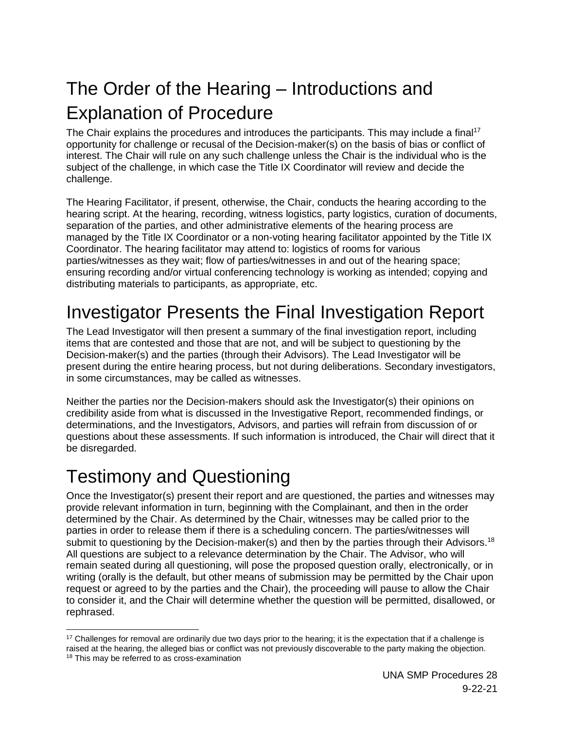# The Order of the Hearing – Introductions and Explanation of Procedure

The Chair explains the procedures and introduces the participants. This may include a final[17] opportunity for challenge or recusal of the Decision-maker(s) on the basis of bias or conflict of interest. The Chair will rule on any such challenge unless the Chair is the individual who is the subject of the challenge, in which case the Title IX Coordinator will review and decide the challenge.

The Hearing Facilitator, if present, otherwise, the Chair, conducts the hearing according to the hearing script. At the hearing, recording, witness logistics, party logistics, curation of documents, separation of the parties, and other administrative elements of the hearing process are managed by the Title IX Coordinator or a non-voting hearing facilitator appointed by the Title IX Coordinator. The hearing facilitator may attend to: logistics of rooms for various parties/witnesses as they wait; flow of parties/witnesses in and out of the hearing space; ensuring recording and/or virtual conferencing technology is working as intended; copying and distributing materials to participants, as appropriate, etc.

# Investigator Presents the Final Investigation Report

The Lead Investigator will then present a summary of the final investigation report, including items that are contested and those that are not, and will be subject to questioning by the Decision-maker(s) and the parties (through their Advisors). The Lead Investigator will be present during the entire hearing process, but not during deliberations. Secondary investigators, in some circumstances, may be called as witnesses.

Neither the parties nor the Decision-makers should ask the Investigator(s) their opinions on credibility aside from what is discussed in the Investigative Report, recommended findings, or determinations, and the Investigators, Advisors, and parties will refrain from discussion of or questions about these assessments. If such information is introduced, the Chair will direct that it be disregarded.

# Testimony and Questioning

Once the Investigator(s) present their report and are questioned, the parties and witnesses may provide relevant information in turn, beginning with the Complainant, and then in the order determined by the Chair. As determined by the Chair, witnesses may be called prior to the parties in order to release them if there is a scheduling concern. The parties/witnesses will submit to questioning by the Decision-maker(s) and then by the parties through their Advisors.[18] All questions are subject to a relevance determination by the Chair. The Advisor, who will remain seated during all questioning, will pose the proposed question orally, electronically, or in writing (orally is the default, but other means of submission may be permitted by the Chair upon request or agreed to by the parties and the Chair), the proceeding will pause to allow the Chair to consider it, and the Chair will determine whether the question will be permitted, disallowed, or rephrased.

---

[17] Challenges for removal are ordinarily due two days prior to the hearing; it is the expectation that if a challenge is raised at the hearing, the alleged bias or conflict was not previously discoverable to the party making the objection.

[18] This may be referred to as cross-examination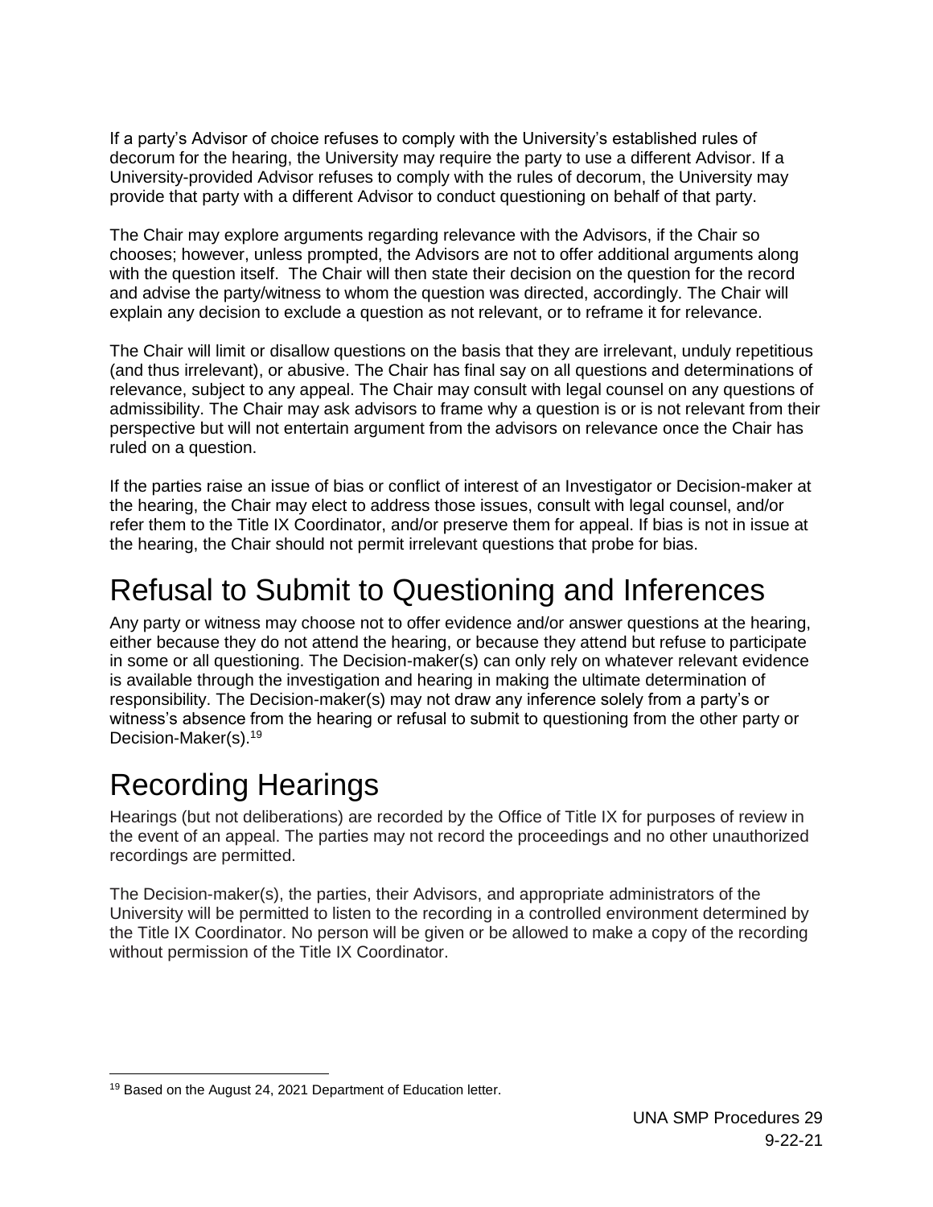If a party's Advisor of choice refuses to comply with the University's established rules of decorum for the hearing, the University may require the party to use a different Advisor. If a University-provided Advisor refuses to comply with the rules of decorum, the University may provide that party with a different Advisor to conduct questioning on behalf of that party.

The Chair may explore arguments regarding relevance with the Advisors, if the Chair so chooses; however, unless prompted, the Advisors are not to offer additional arguments along with the question itself. The Chair will then state their decision on the question for the record and advise the party/witness to whom the question was directed, accordingly. The Chair will explain any decision to exclude a question as not relevant, or to reframe it for relevance.

The Chair will limit or disallow questions on the basis that they are irrelevant, unduly repetitious (and thus irrelevant), or abusive. The Chair has final say on all questions and determinations of relevance, subject to any appeal. The Chair may consult with legal counsel on any questions of admissibility. The Chair may ask advisors to frame why a question is or is not relevant from their perspective but will not entertain argument from the advisors on relevance once the Chair has ruled on a question.

If the parties raise an issue of bias or conflict of interest of an Investigator or Decision-maker at the hearing, the Chair may elect to address those issues, consult with legal counsel, and/or refer them to the Title IX Coordinator, and/or preserve them for appeal. If bias is not in issue at the hearing, the Chair should not permit irrelevant questions that probe for bias.

# Refusal to Submit to Questioning and Inferences

Any party or witness may choose not to offer evidence and/or answer questions at the hearing, either because they do not attend the hearing, or because they attend but refuse to participate in some or all questioning. The Decision-maker(s) can only rely on whatever relevant evidence is available through the investigation and hearing in making the ultimate determination of responsibility. The Decision-maker(s) may not draw any inference solely from a party's or witness's absence from the hearing or refusal to submit to questioning from the other party or Decision-Maker(s).[19]

# Recording Hearings

Hearings (but not deliberations) are recorded by the Office of Title IX for purposes of review in the event of an appeal. The parties may not record the proceedings and no other unauthorized recordings are permitted.

The Decision-maker(s), the parties, their Advisors, and appropriate administrators of the University will be permitted to listen to the recording in a controlled environment determined by the Title IX Coordinator. No person will be given or be allowed to make a copy of the recording without permission of the Title IX Coordinator.

---

[19] Based on the August 24, 2021 Department of Education letter.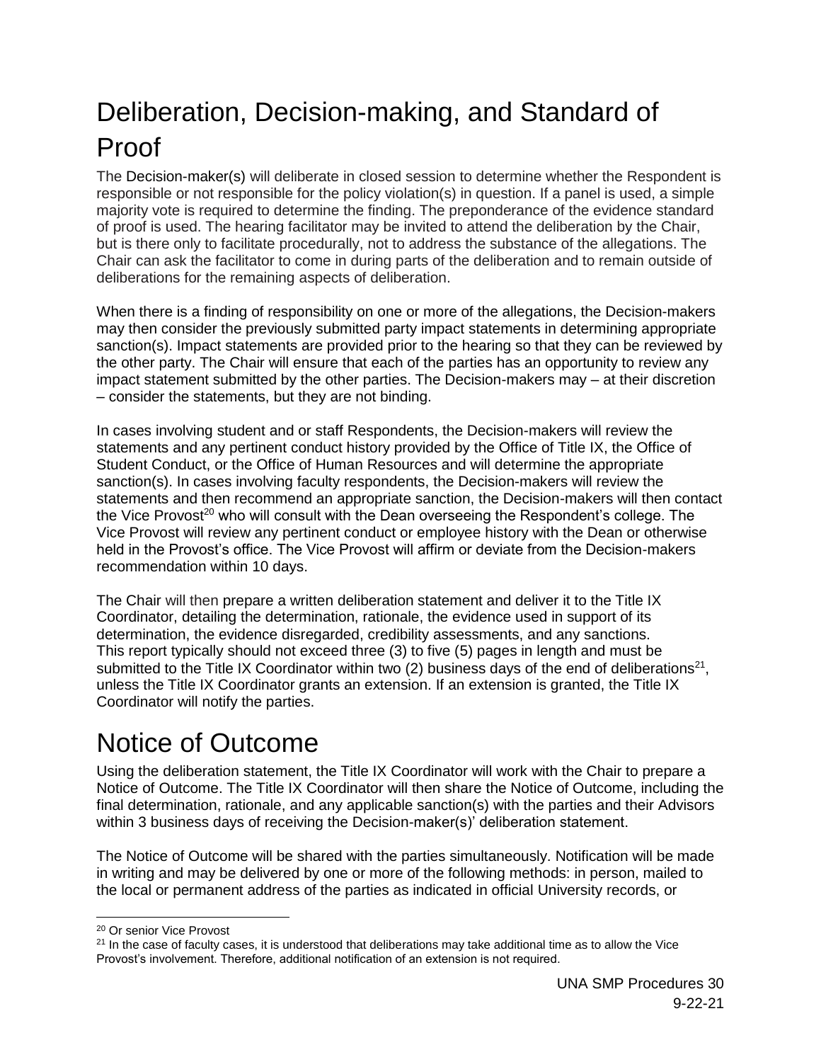# Deliberation, Decision-making, and Standard of Proof

The Decision-maker(s) will deliberate in closed session to determine whether the Respondent is responsible or not responsible for the policy violation(s) in question. If a panel is used, a simple majority vote is required to determine the finding. The preponderance of the evidence standard of proof is used. The hearing facilitator may be invited to attend the deliberation by the Chair, but is there only to facilitate procedurally, not to address the substance of the allegations. The Chair can ask the facilitator to come in during parts of the deliberation and to remain outside of deliberations for the remaining aspects of deliberation.

When there is a finding of responsibility on one or more of the allegations, the Decision-makers may then consider the previously submitted party impact statements in determining appropriate sanction(s). Impact statements are provided prior to the hearing so that they can be reviewed by the other party. The Chair will ensure that each of the parties has an opportunity to review any impact statement submitted by the other parties. The Decision-makers may – at their discretion – consider the statements, but they are not binding.

In cases involving student and or staff Respondents, the Decision-makers will review the statements and any pertinent conduct history provided by the Office of Title IX, the Office of Student Conduct, or the Office of Human Resources and will determine the appropriate sanction(s). In cases involving faculty respondents, the Decision-makers will review the statements and then recommend an appropriate sanction, the Decision-makers will then contact the Vice Provost[20] who will consult with the Dean overseeing the Respondent's college. The Vice Provost will review any pertinent conduct or employee history with the Dean or otherwise held in the Provost's office. The Vice Provost will affirm or deviate from the Decision-makers recommendation within 10 days.

The Chair will then prepare a written deliberation statement and deliver it to the Title IX Coordinator, detailing the determination, rationale, the evidence used in support of its determination, the evidence disregarded, credibility assessments, and any sanctions. This report typically should not exceed three (3) to five (5) pages in length and must be submitted to the Title IX Coordinator within two (2) business days of the end of deliberations[21], unless the Title IX Coordinator grants an extension. If an extension is granted, the Title IX Coordinator will notify the parties.

# Notice of Outcome

Using the deliberation statement, the Title IX Coordinator will work with the Chair to prepare a Notice of Outcome. The Title IX Coordinator will then share the Notice of Outcome, including the final determination, rationale, and any applicable sanction(s) with the parties and their Advisors within 3 business days of receiving the Decision-maker(s)' deliberation statement.

The Notice of Outcome will be shared with the parties simultaneously. Notification will be made in writing and may be delivered by one or more of the following methods: in person, mailed to the local or permanent address of the parties as indicated in official University records, or

---

[20] Or senior Vice Provost

[21] In the case of faculty cases, it is understood that deliberations may take additional time as to allow the Vice Provost's involvement. Therefore, additional notification of an extension is not required.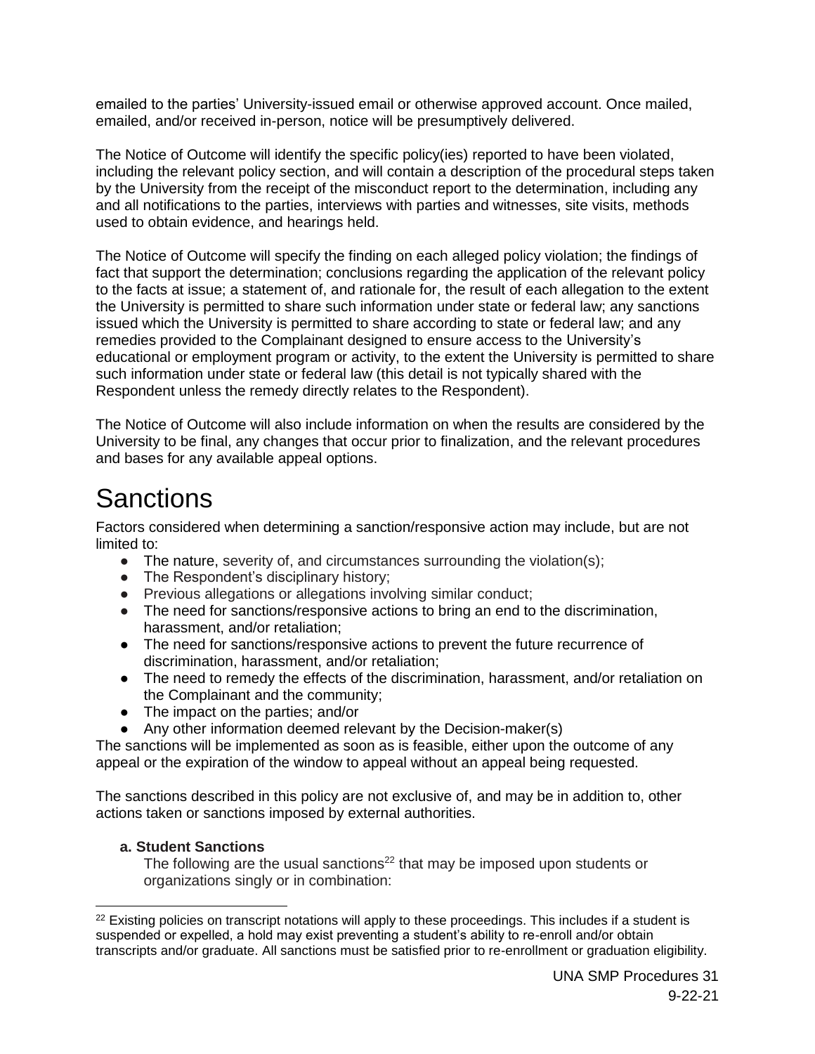emailed to the parties' University-issued email or otherwise approved account. Once mailed, emailed, and/or received in-person, notice will be presumptively delivered.

The Notice of Outcome will identify the specific policy(ies) reported to have been violated, including the relevant policy section, and will contain a description of the procedural steps taken by the University from the receipt of the misconduct report to the determination, including any and all notifications to the parties, interviews with parties and witnesses, site visits, methods used to obtain evidence, and hearings held.

The Notice of Outcome will specify the finding on each alleged policy violation; the findings of fact that support the determination; conclusions regarding the application of the relevant policy to the facts at issue; a statement of, and rationale for, the result of each allegation to the extent the University is permitted to share such information under state or federal law; any sanctions issued which the University is permitted to share according to state or federal law; and any remedies provided to the Complainant designed to ensure access to the University's educational or employment program or activity, to the extent the University is permitted to share such information under state or federal law (this detail is not typically shared with the Respondent unless the remedy directly relates to the Respondent).

The Notice of Outcome will also include information on when the results are considered by the University to be final, any changes that occur prior to finalization, and the relevant procedures and bases for any available appeal options.

# Sanctions

Factors considered when determining a sanction/responsive action may include, but are not limited to:

- The nature, severity of, and circumstances surrounding the violation(s);
- The Respondent's disciplinary history;
- Previous allegations or allegations involving similar conduct;
- The need for sanctions/responsive actions to bring an end to the discrimination, harassment, and/or retaliation;
- The need for sanctions/responsive actions to prevent the future recurrence of discrimination, harassment, and/or retaliation;
- The need to remedy the effects of the discrimination, harassment, and/or retaliation on the Complainant and the community;
- The impact on the parties; and/or
- Any other information deemed relevant by the Decision-maker(s)

The sanctions will be implemented as soon as is feasible, either upon the outcome of any appeal or the expiration of the window to appeal without an appeal being requested.

The sanctions described in this policy are not exclusive of, and may be in addition to, other actions taken or sanctions imposed by external authorities.

**a. Student Sanctions**

The following are the usual sanctions[22] that may be imposed upon students or organizations singly or in combination:

[22] Existing policies on transcript notations will apply to these proceedings. This includes if a student is suspended or expelled, a hold may exist preventing a student's ability to re-enroll and/or obtain transcripts and/or graduate. All sanctions must be satisfied prior to re-enrollment or graduation eligibility.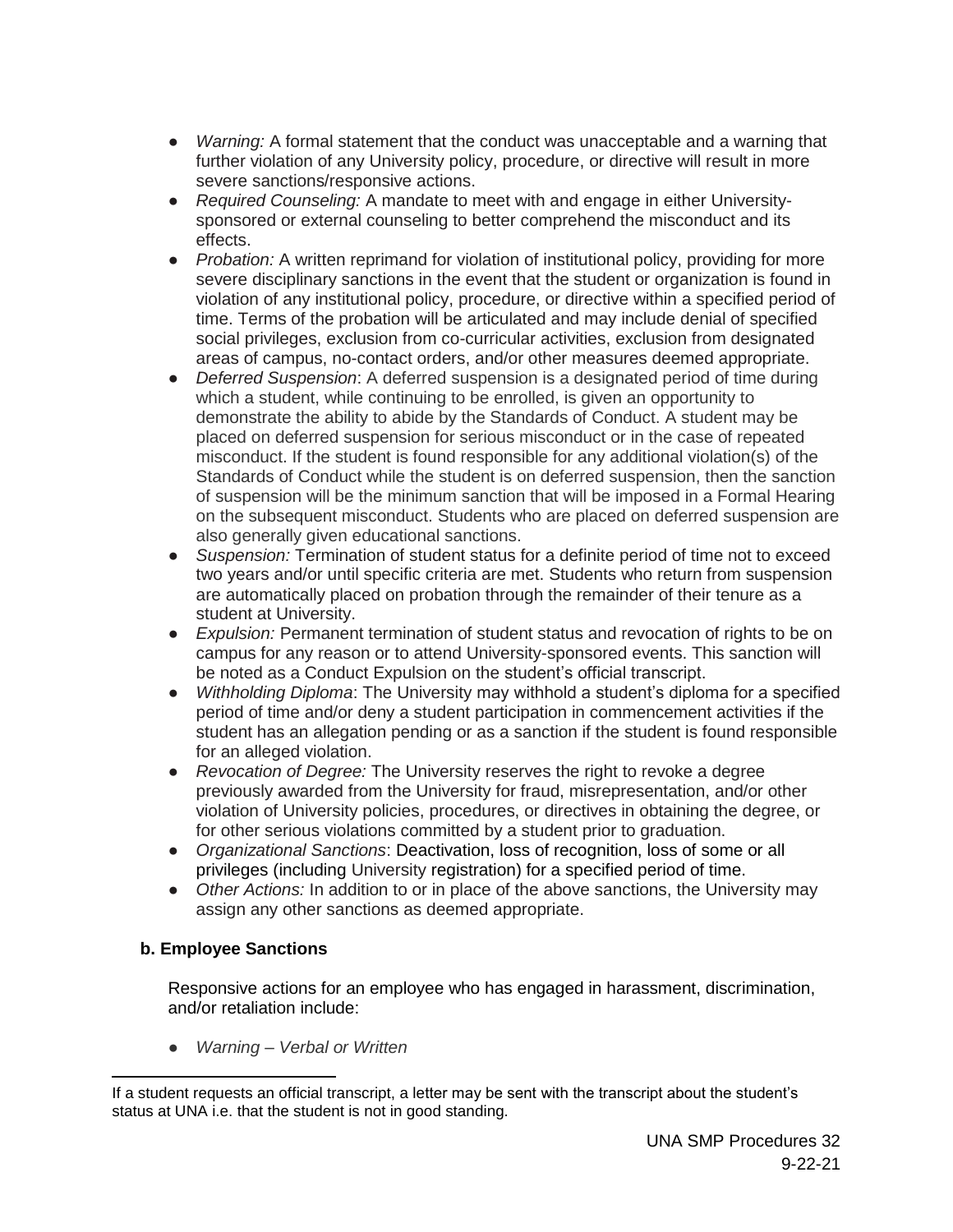- *Warning:* A formal statement that the conduct was unacceptable and a warning that further violation of any University policy, procedure, or directive will result in more severe sanctions/responsive actions.
- *Required Counseling:* A mandate to meet with and engage in either University-sponsored or external counseling to better comprehend the misconduct and its effects.
- *Probation:* A written reprimand for violation of institutional policy, providing for more severe disciplinary sanctions in the event that the student or organization is found in violation of any institutional policy, procedure, or directive within a specified period of time. Terms of the probation will be articulated and may include denial of specified social privileges, exclusion from co-curricular activities, exclusion from designated areas of campus, no-contact orders, and/or other measures deemed appropriate.
- *Deferred Suspension*: A deferred suspension is a designated period of time during which a student, while continuing to be enrolled, is given an opportunity to demonstrate the ability to abide by the Standards of Conduct. A student may be placed on deferred suspension for serious misconduct or in the case of repeated misconduct. If the student is found responsible for any additional violation(s) of the Standards of Conduct while the student is on deferred suspension, then the sanction of suspension will be the minimum sanction that will be imposed in a Formal Hearing on the subsequent misconduct. Students who are placed on deferred suspension are also generally given educational sanctions.
- *Suspension:* Termination of student status for a definite period of time not to exceed two years and/or until specific criteria are met. Students who return from suspension are automatically placed on probation through the remainder of their tenure as a student at University.
- *Expulsion:* Permanent termination of student status and revocation of rights to be on campus for any reason or to attend University-sponsored events. This sanction will be noted as a Conduct Expulsion on the student's official transcript.
- *Withholding Diploma*: The University may withhold a student's diploma for a specified period of time and/or deny a student participation in commencement activities if the student has an allegation pending or as a sanction if the student is found responsible for an alleged violation.
- *Revocation of Degree:* The University reserves the right to revoke a degree previously awarded from the University for fraud, misrepresentation, and/or other violation of University policies, procedures, or directives in obtaining the degree, or for other serious violations committed by a student prior to graduation.
- *Organizational Sanctions*: Deactivation, loss of recognition, loss of some or all privileges (including University registration) for a specified period of time.
- *Other Actions:* In addition to or in place of the above sanctions, the University may assign any other sanctions as deemed appropriate.

**b. Employee Sanctions**

Responsive actions for an employee who has engaged in harassment, discrimination, and/or retaliation include:

- *Warning – Verbal or Written*

---

If a student requests an official transcript, a letter may be sent with the transcript about the student's status at UNA i.e. that the student is not in good standing.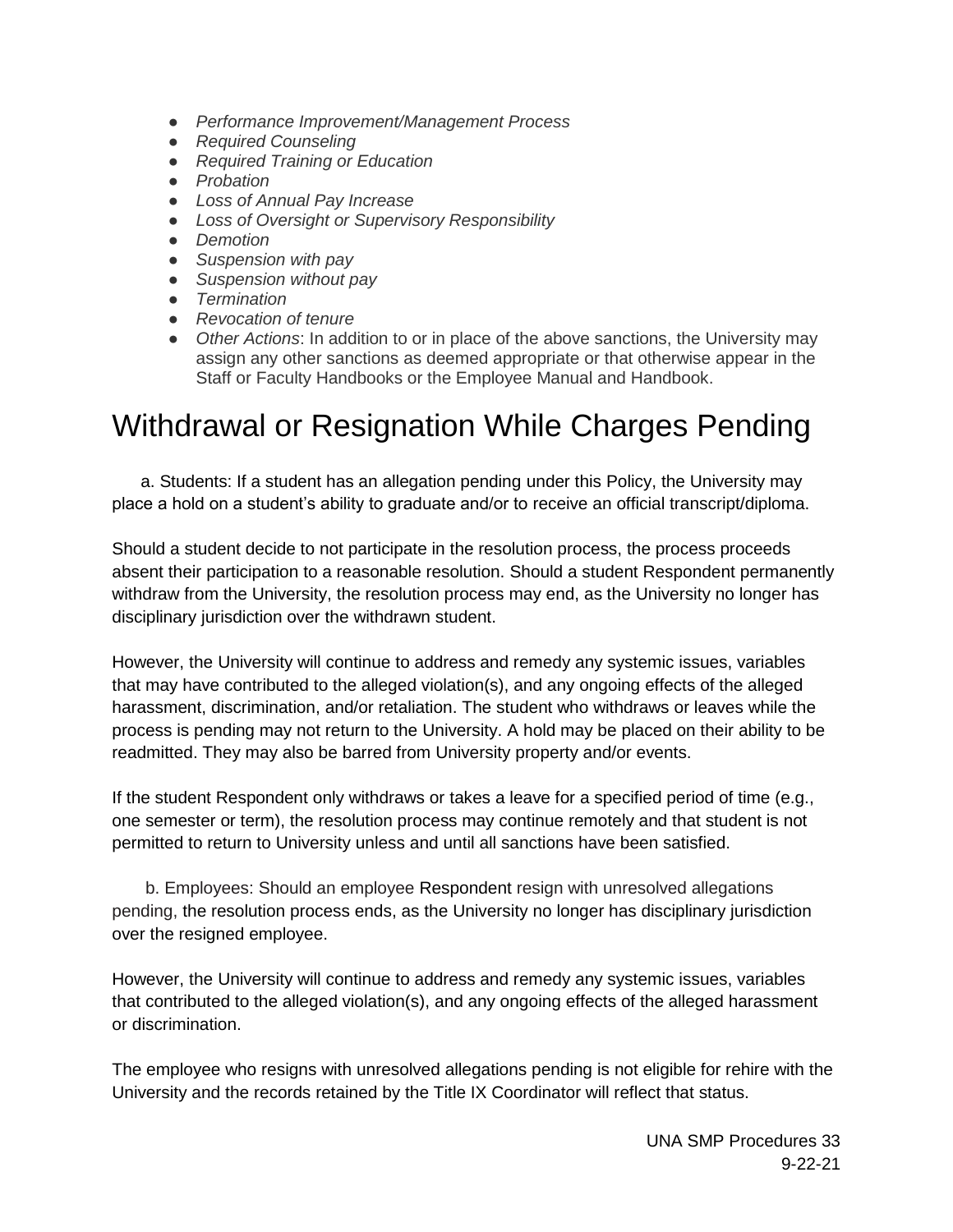- *Performance Improvement/Management Process*
- *Required Counseling*
- *Required Training or Education*
- *Probation*
- *Loss of Annual Pay Increase*
- *Loss of Oversight or Supervisory Responsibility*
- *Demotion*
- *Suspension with pay*
- *Suspension without pay*
- *Termination*
- *Revocation of tenure*
- *Other Actions*: In addition to or in place of the above sanctions, the University may assign any other sanctions as deemed appropriate or that otherwise appear in the Staff or Faculty Handbooks or the Employee Manual and Handbook.

# Withdrawal or Resignation While Charges Pending

a. Students: If a student has an allegation pending under this Policy, the University may place a hold on a student's ability to graduate and/or to receive an official transcript/diploma.

Should a student decide to not participate in the resolution process, the process proceeds absent their participation to a reasonable resolution. Should a student Respondent permanently withdraw from the University, the resolution process may end, as the University no longer has disciplinary jurisdiction over the withdrawn student.

However, the University will continue to address and remedy any systemic issues, variables that may have contributed to the alleged violation(s), and any ongoing effects of the alleged harassment, discrimination, and/or retaliation. The student who withdraws or leaves while the process is pending may not return to the University. A hold may be placed on their ability to be readmitted. They may also be barred from University property and/or events.

If the student Respondent only withdraws or takes a leave for a specified period of time (e.g., one semester or term), the resolution process may continue remotely and that student is not permitted to return to University unless and until all sanctions have been satisfied.

b. Employees: Should an employee Respondent resign with unresolved allegations pending, the resolution process ends, as the University no longer has disciplinary jurisdiction over the resigned employee.

However, the University will continue to address and remedy any systemic issues, variables that contributed to the alleged violation(s), and any ongoing effects of the alleged harassment or discrimination.

The employee who resigns with unresolved allegations pending is not eligible for rehire with the University and the records retained by the Title IX Coordinator will reflect that status.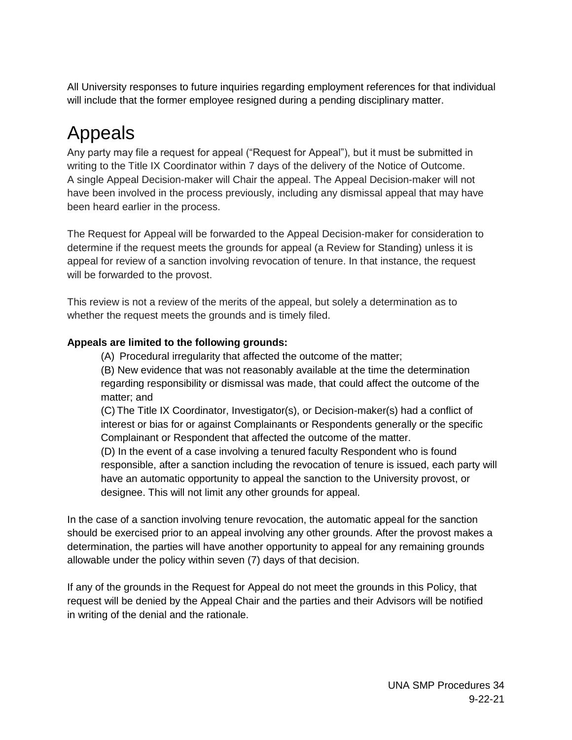All University responses to future inquiries regarding employment references for that individual will include that the former employee resigned during a pending disciplinary matter.

# Appeals

Any party may file a request for appeal ("Request for Appeal"), but it must be submitted in writing to the Title IX Coordinator within 7 days of the delivery of the Notice of Outcome. A single Appeal Decision-maker will Chair the appeal. The Appeal Decision-maker will not have been involved in the process previously, including any dismissal appeal that may have been heard earlier in the process.

The Request for Appeal will be forwarded to the Appeal Decision-maker for consideration to determine if the request meets the grounds for appeal (a Review for Standing) unless it is appeal for review of a sanction involving revocation of tenure. In that instance, the request will be forwarded to the provost.

This review is not a review of the merits of the appeal, but solely a determination as to whether the request meets the grounds and is timely filed.

**Appeals are limited to the following grounds:**

(A) Procedural irregularity that affected the outcome of the matter;

(B) New evidence that was not reasonably available at the time the determination regarding responsibility or dismissal was made, that could affect the outcome of the matter; and

(C) The Title IX Coordinator, Investigator(s), or Decision-maker(s) had a conflict of interest or bias for or against Complainants or Respondents generally or the specific Complainant or Respondent that affected the outcome of the matter.

(D) In the event of a case involving a tenured faculty Respondent who is found responsible, after a sanction including the revocation of tenure is issued, each party will have an automatic opportunity to appeal the sanction to the University provost, or designee. This will not limit any other grounds for appeal.

In the case of a sanction involving tenure revocation, the automatic appeal for the sanction should be exercised prior to an appeal involving any other grounds. After the provost makes a determination, the parties will have another opportunity to appeal for any remaining grounds allowable under the policy within seven (7) days of that decision.

If any of the grounds in the Request for Appeal do not meet the grounds in this Policy, that request will be denied by the Appeal Chair and the parties and their Advisors will be notified in writing of the denial and the rationale.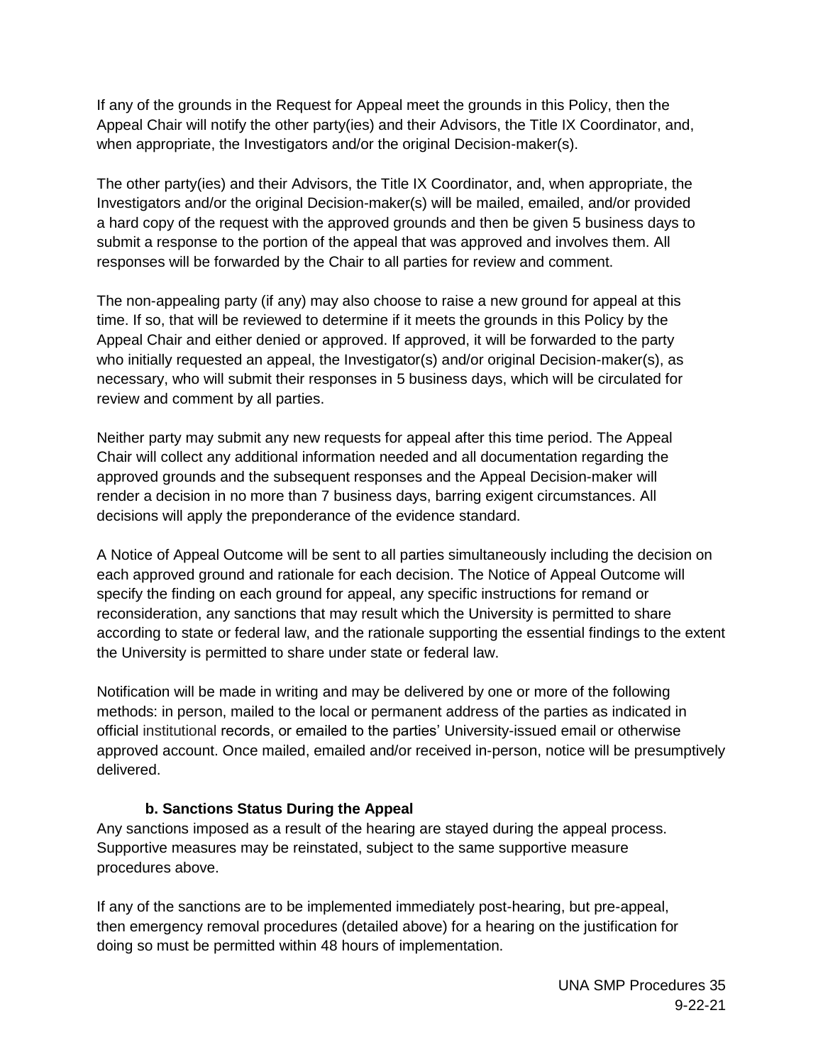If any of the grounds in the Request for Appeal meet the grounds in this Policy, then the Appeal Chair will notify the other party(ies) and their Advisors, the Title IX Coordinator, and, when appropriate, the Investigators and/or the original Decision-maker(s).

The other party(ies) and their Advisors, the Title IX Coordinator, and, when appropriate, the Investigators and/or the original Decision-maker(s) will be mailed, emailed, and/or provided a hard copy of the request with the approved grounds and then be given 5 business days to submit a response to the portion of the appeal that was approved and involves them. All responses will be forwarded by the Chair to all parties for review and comment.

The non-appealing party (if any) may also choose to raise a new ground for appeal at this time. If so, that will be reviewed to determine if it meets the grounds in this Policy by the Appeal Chair and either denied or approved. If approved, it will be forwarded to the party who initially requested an appeal, the Investigator(s) and/or original Decision-maker(s), as necessary, who will submit their responses in 5 business days, which will be circulated for review and comment by all parties.

Neither party may submit any new requests for appeal after this time period. The Appeal Chair will collect any additional information needed and all documentation regarding the approved grounds and the subsequent responses and the Appeal Decision-maker will render a decision in no more than 7 business days, barring exigent circumstances. All decisions will apply the preponderance of the evidence standard.

A Notice of Appeal Outcome will be sent to all parties simultaneously including the decision on each approved ground and rationale for each decision. The Notice of Appeal Outcome will specify the finding on each ground for appeal, any specific instructions for remand or reconsideration, any sanctions that may result which the University is permitted to share according to state or federal law, and the rationale supporting the essential findings to the extent the University is permitted to share under state or federal law.

Notification will be made in writing and may be delivered by one or more of the following methods: in person, mailed to the local or permanent address of the parties as indicated in official institutional records, or emailed to the parties' University-issued email or otherwise approved account. Once mailed, emailed and/or received in-person, notice will be presumptively delivered.

**b. Sanctions Status During the Appeal**

Any sanctions imposed as a result of the hearing are stayed during the appeal process. Supportive measures may be reinstated, subject to the same supportive measure procedures above.

If any of the sanctions are to be implemented immediately post-hearing, but pre-appeal, then emergency removal procedures (detailed above) for a hearing on the justification for doing so must be permitted within 48 hours of implementation.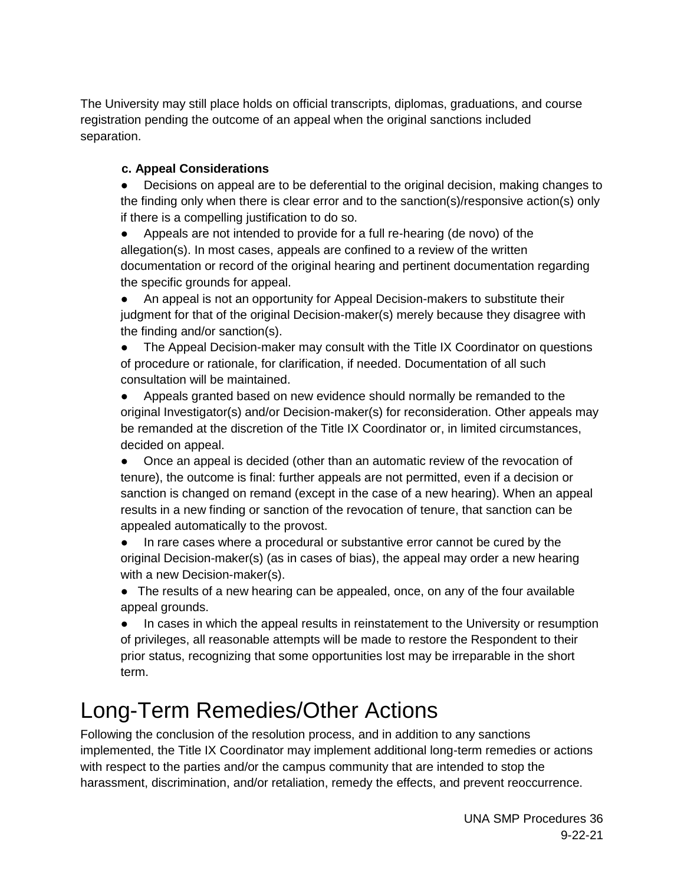The University may still place holds on official transcripts, diplomas, graduations, and course registration pending the outcome of an appeal when the original sanctions included separation.

**c. Appeal Considerations**

- Decisions on appeal are to be deferential to the original decision, making changes to the finding only when there is clear error and to the sanction(s)/responsive action(s) only if there is a compelling justification to do so.
- Appeals are not intended to provide for a full re-hearing (de novo) of the allegation(s). In most cases, appeals are confined to a review of the written documentation or record of the original hearing and pertinent documentation regarding the specific grounds for appeal.
- An appeal is not an opportunity for Appeal Decision-makers to substitute their judgment for that of the original Decision-maker(s) merely because they disagree with the finding and/or sanction(s).
- The Appeal Decision-maker may consult with the Title IX Coordinator on questions of procedure or rationale, for clarification, if needed. Documentation of all such consultation will be maintained.
- Appeals granted based on new evidence should normally be remanded to the original Investigator(s) and/or Decision-maker(s) for reconsideration. Other appeals may be remanded at the discretion of the Title IX Coordinator or, in limited circumstances, decided on appeal.
- Once an appeal is decided (other than an automatic review of the revocation of tenure), the outcome is final: further appeals are not permitted, even if a decision or sanction is changed on remand (except in the case of a new hearing). When an appeal results in a new finding or sanction of the revocation of tenure, that sanction can be appealed automatically to the provost.
- In rare cases where a procedural or substantive error cannot be cured by the original Decision-maker(s) (as in cases of bias), the appeal may order a new hearing with a new Decision-maker(s).
- The results of a new hearing can be appealed, once, on any of the four available appeal grounds.
- In cases in which the appeal results in reinstatement to the University or resumption of privileges, all reasonable attempts will be made to restore the Respondent to their prior status, recognizing that some opportunities lost may be irreparable in the short term.

# Long-Term Remedies/Other Actions

Following the conclusion of the resolution process, and in addition to any sanctions implemented, the Title IX Coordinator may implement additional long-term remedies or actions with respect to the parties and/or the campus community that are intended to stop the harassment, discrimination, and/or retaliation, remedy the effects, and prevent reoccurrence.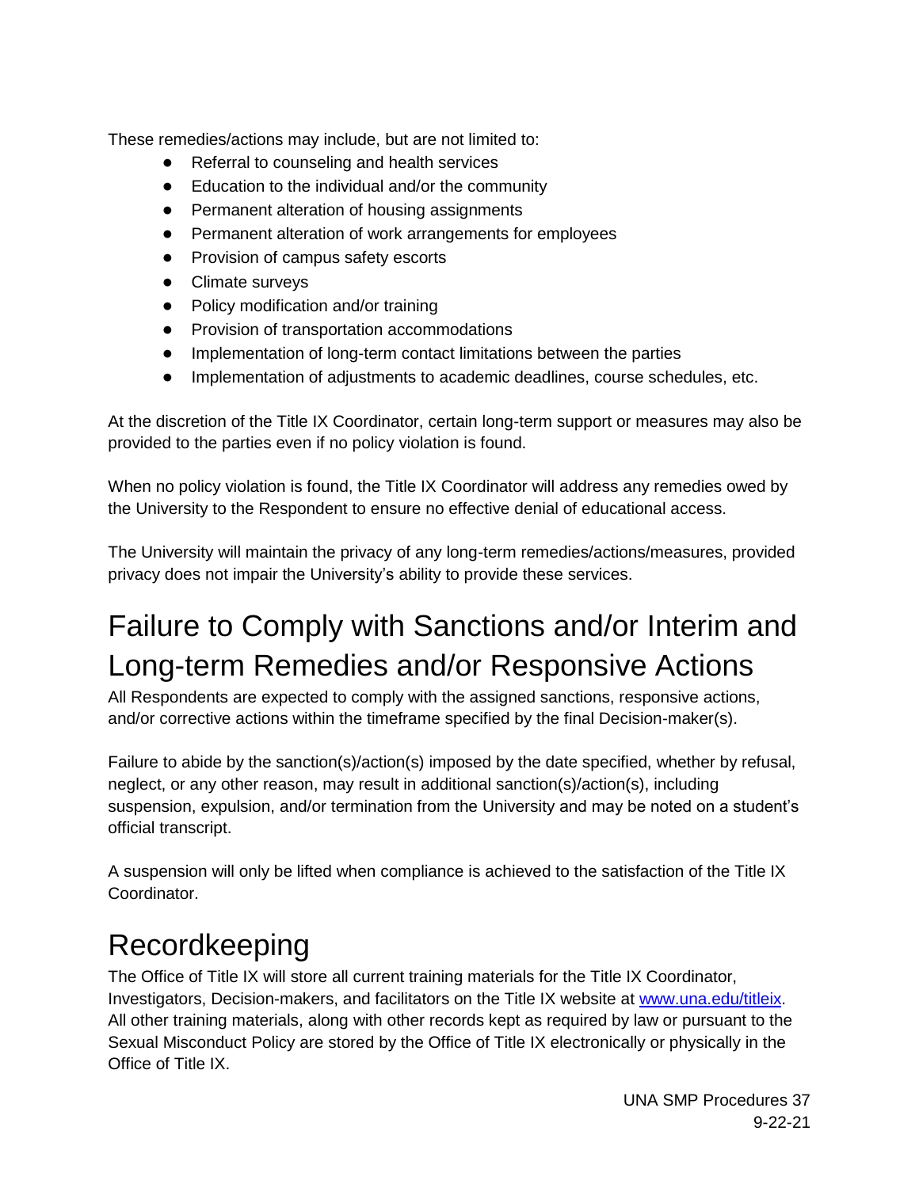These remedies/actions may include, but are not limited to:

- Referral to counseling and health services
- Education to the individual and/or the community
- Permanent alteration of housing assignments
- Permanent alteration of work arrangements for employees
- Provision of campus safety escorts
- Climate surveys
- Policy modification and/or training
- Provision of transportation accommodations
- Implementation of long-term contact limitations between the parties
- Implementation of adjustments to academic deadlines, course schedules, etc.

At the discretion of the Title IX Coordinator, certain long-term support or measures may also be provided to the parties even if no policy violation is found.

When no policy violation is found, the Title IX Coordinator will address any remedies owed by the University to the Respondent to ensure no effective denial of educational access.

The University will maintain the privacy of any long-term remedies/actions/measures, provided privacy does not impair the University's ability to provide these services.

# Failure to Comply with Sanctions and/or Interim and Long-term Remedies and/or Responsive Actions

All Respondents are expected to comply with the assigned sanctions, responsive actions, and/or corrective actions within the timeframe specified by the final Decision-maker(s).

Failure to abide by the sanction(s)/action(s) imposed by the date specified, whether by refusal, neglect, or any other reason, may result in additional sanction(s)/action(s), including suspension, expulsion, and/or termination from the University and may be noted on a student's official transcript.

A suspension will only be lifted when compliance is achieved to the satisfaction of the Title IX Coordinator.

# Recordkeeping

The Office of Title IX will store all current training materials for the Title IX Coordinator, Investigators, Decision-makers, and facilitators on the Title IX website at [www.una.edu/titleix](http://www.una.edu/titleix). All other training materials, along with other records kept as required by law or pursuant to the Sexual Misconduct Policy are stored by the Office of Title IX electronically or physically in the Office of Title IX.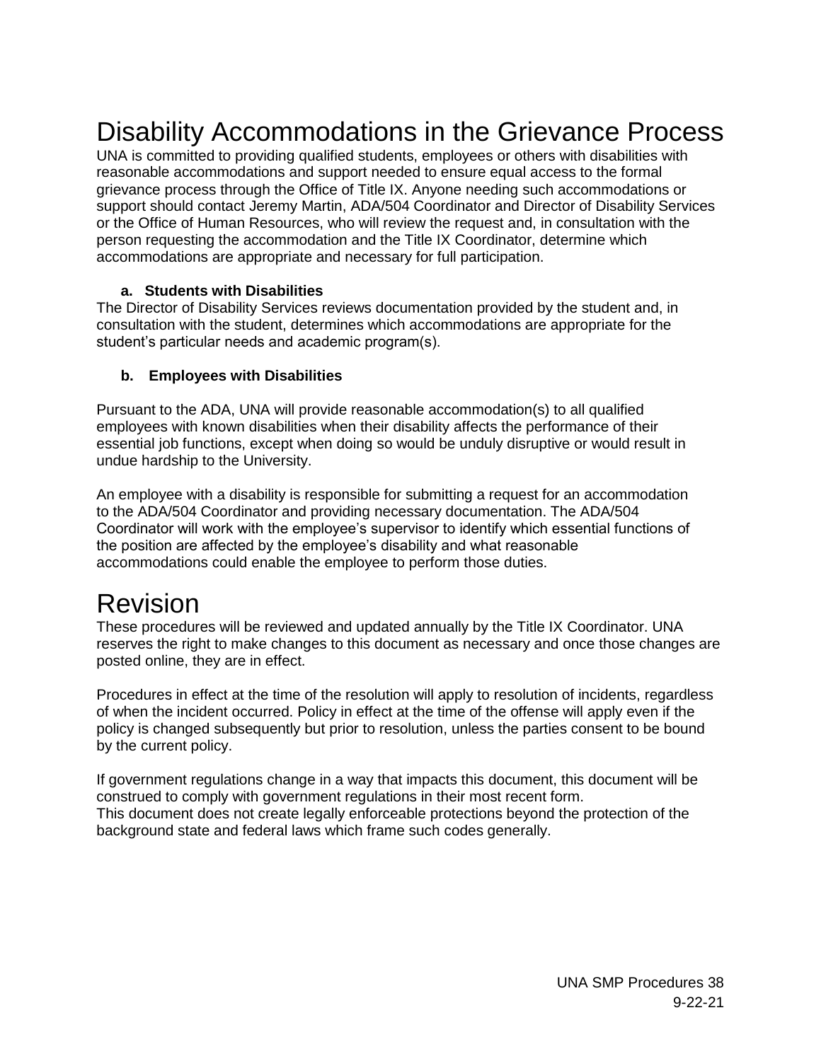# Disability Accommodations in the Grievance Process

UNA is committed to providing qualified students, employees or others with disabilities with reasonable accommodations and support needed to ensure equal access to the formal grievance process through the Office of Title IX. Anyone needing such accommodations or support should contact Jeremy Martin, ADA/504 Coordinator and Director of Disability Services or the Office of Human Resources, who will review the request and, in consultation with the person requesting the accommodation and the Title IX Coordinator, determine which accommodations are appropriate and necessary for full participation.

**a. Students with Disabilities**

The Director of Disability Services reviews documentation provided by the student and, in consultation with the student, determines which accommodations are appropriate for the student's particular needs and academic program(s).

**b. Employees with Disabilities**

Pursuant to the ADA, UNA will provide reasonable accommodation(s) to all qualified employees with known disabilities when their disability affects the performance of their essential job functions, except when doing so would be unduly disruptive or would result in undue hardship to the University.

An employee with a disability is responsible for submitting a request for an accommodation to the ADA/504 Coordinator and providing necessary documentation. The ADA/504 Coordinator will work with the employee's supervisor to identify which essential functions of the position are affected by the employee's disability and what reasonable accommodations could enable the employee to perform those duties.

# Revision

These procedures will be reviewed and updated annually by the Title IX Coordinator. UNA reserves the right to make changes to this document as necessary and once those changes are posted online, they are in effect.

Procedures in effect at the time of the resolution will apply to resolution of incidents, regardless of when the incident occurred. Policy in effect at the time of the offense will apply even if the policy is changed subsequently but prior to resolution, unless the parties consent to be bound by the current policy.

If government regulations change in a way that impacts this document, this document will be construed to comply with government regulations in their most recent form.
This document does not create legally enforceable protections beyond the protection of the background state and federal laws which frame such codes generally.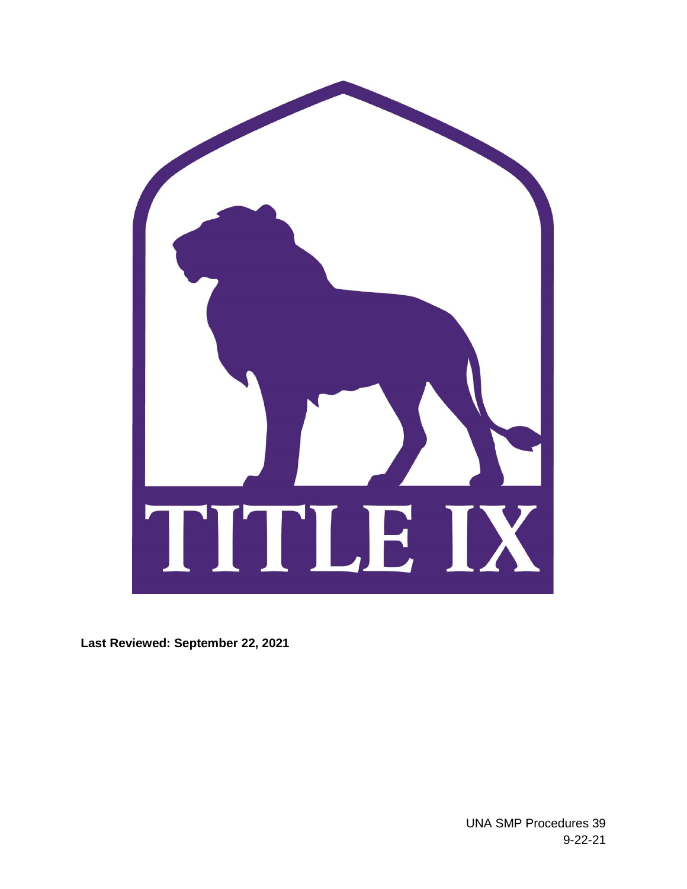TITLE IX

**Last Reviewed: September 22, 2021**